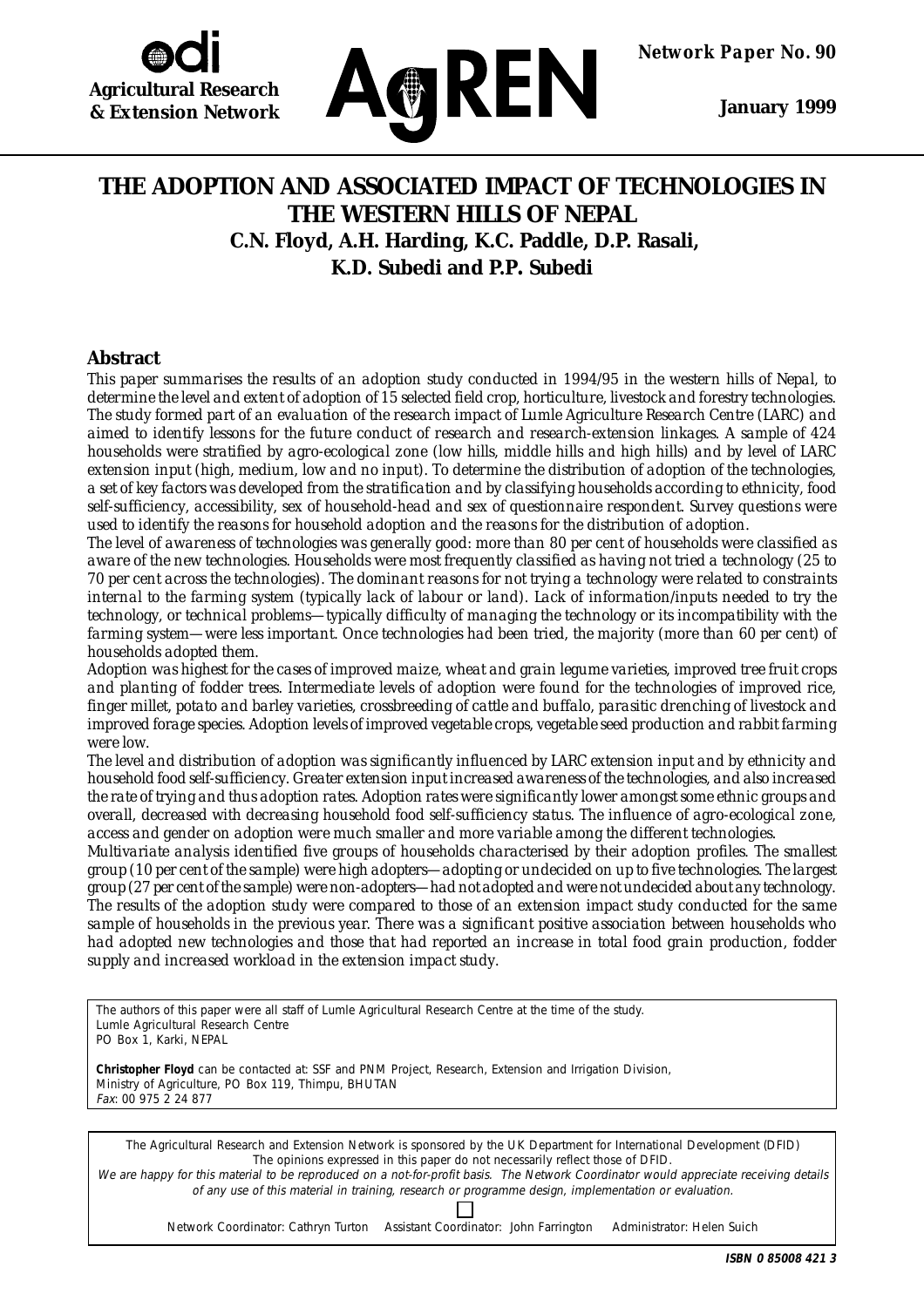**Agricultural Research & Extension Network**

**Network Paper No. 90**

**January 1999**

# THE ADOPTION AND ASSOCIATED IMPACT OF TECHNOLOGIES IN THE WESTERN HILLS OF NEPAL

**C.N. Floyd, A.H. Harding, K.C. Paddle, D.P. Rasali, K.D. Subedi and P.P. Subedi**

## Abstract

*This paper summarises the results of an adoption study conducted in 1994/95 in the western hills of Nepal, to determine the level and extent of adoption of 15 selected field crop, horticulture, livestock and forestry technologies. The study formed part of an evaluation of the research impact of Lumle Agriculture Research Centre (LARC) and aimed to identify lessons for the future conduct of research and research-extension linkages. A sample of 424 households were stratified by agro-ecological zone (low hills, middle hills and high hills) and by level of LARC extension input (high, medium, low and no input). To determine the distribution of adoption of the technologies, a set of key factors was developed from the stratification and by classifying households according to ethnicity, food self-sufficiency, accessibility, sex of household-head and sex of questionnaire respondent. Survey questions were used to identify the reasons for household adoption and the reasons for the distribution of adoption.*

*The level of awareness of technologies was generally good: more than 80 per cent of households were classified as aware of the new technologies. Households were most frequently classified as having not tried a technology (25 to 70 per cent across the technologies). The dominant reasons for not trying a technology were related to constraints internal to the farming system (typically lack of labour or land). Lack of information/inputs needed to try the technology, or technical problems—typically difficulty of managing the technology or its incompatibility with the farming system—were less important. Once technologies had been tried, the majority (more than 60 per cent) of households adopted them.*

*Adoption was highest for the cases of improved maize, wheat and grain legume varieties, improved tree fruit crops and planting of fodder trees. Intermediate levels of adoption were found for the technologies of improved rice, finger millet, potato and barley varieties, crossbreeding of cattle and buffalo, parasitic drenching of livestock and improved forage species. Adoption levels of improved vegetable crops, vegetable seed production and rabbit farming were low.*

*The level and distribution of adoption was significantly influenced by LARC extension input and by ethnicity and household food self-sufficiency. Greater extension input increased awareness of the technologies, and also increased the rate of trying and thus adoption rates. Adoption rates were significantly lower amongst some ethnic groups and overall, decreased with decreasing household food self-sufficiency status. The influence of agro-ecological zone, access and gender on adoption were much smaller and more variable among the different technologies.*

*Multivariate analysis identified five groups of households characterised by their adoption profiles. The smallest group (10 per cent of the sample) were high adopters—adopting or undecided on up to five technologies. The largest group (27 per cent of the sample) were non-adopters—had not adopted and were not undecided about any technology. The results of the adoption study were compared to those of an extension impact study conducted for the same sample of households in the previous year. There was a significant positive association between households who had adopted new technologies and those that had reported an increase in total food grain production, fodder supply and increased workload in the extension impact study.*

The authors of this paper were all staff of Lumle Agricultural Research Centre at the time of the study.
Lumle Agricultural Research Centre
PO Box 1, Karki, NEPAL

**Christopher Floyd** can be contacted at: SSF and PNM Project, Research, Extension and Irrigation Division, Ministry of Agriculture, PO Box 119, Thimpu, BHUTAN
*Fax*: 00 975 2 24 877

The Agricultural Research and Extension Network is sponsored by the UK Department for International Development (DFID)
The opinions expressed in this paper do not necessarily reflect those of DFID.
*We are happy for this material to be reproduced on a not-for-profit basis. The Network Coordinator would appreciate receiving details of any use of this material in training, research or programme design, implementation or evaluation.*

Network Coordinator: Cathryn Turton   Assistant Coordinator: John Farrington   Administrator: Helen Suich

**ISBN 0 85008 421 3**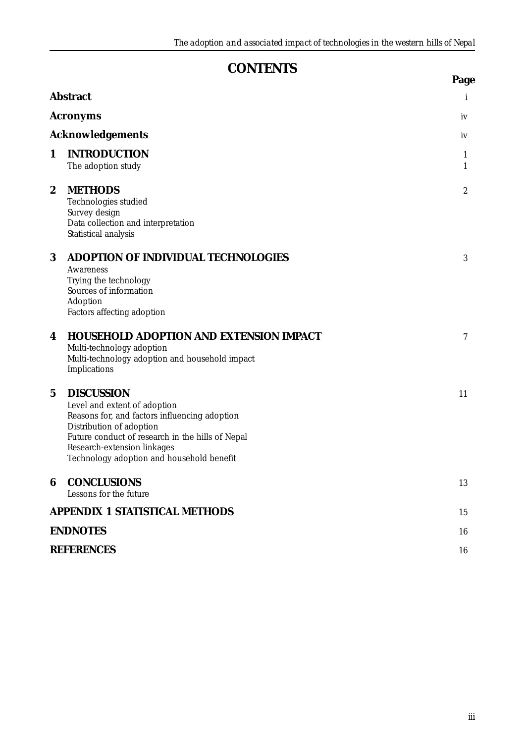# CONTENTS

| | Page |
|---|---|
| **Abstract** | i |
| **Acronyms** | iv |
| **Acknowledgements** | iv |
| **1 INTRODUCTION** | 1 |
| The adoption study | 1 |
| **2 METHODS** | 2 |
| Technologies studied | |
| Survey design | |
| Data collection and interpretation | |
| Statistical analysis | |
| **3 ADOPTION OF INDIVIDUAL TECHNOLOGIES** | 3 |
| Awareness | |
| Trying the technology | |
| Sources of information | |
| Adoption | |
| Factors affecting adoption | |
| **4 HOUSEHOLD ADOPTION AND EXTENSION IMPACT** | 7 |
| Multi-technology adoption | |
| Multi-technology adoption and household impact | |
| Implications | |
| **5 DISCUSSION** | 11 |
| Level and extent of adoption | |
| Reasons for, and factors influencing adoption | |
| Distribution of adoption | |
| Future conduct of research in the hills of Nepal | |
| Research-extension linkages | |
| Technology adoption and household benefit | |
| **6 CONCLUSIONS** | 13 |
| Lessons for the future | |
| **APPENDIX 1 STATISTICAL METHODS** | 15 |
| **ENDNOTES** | 16 |
| **REFERENCES** | 16 |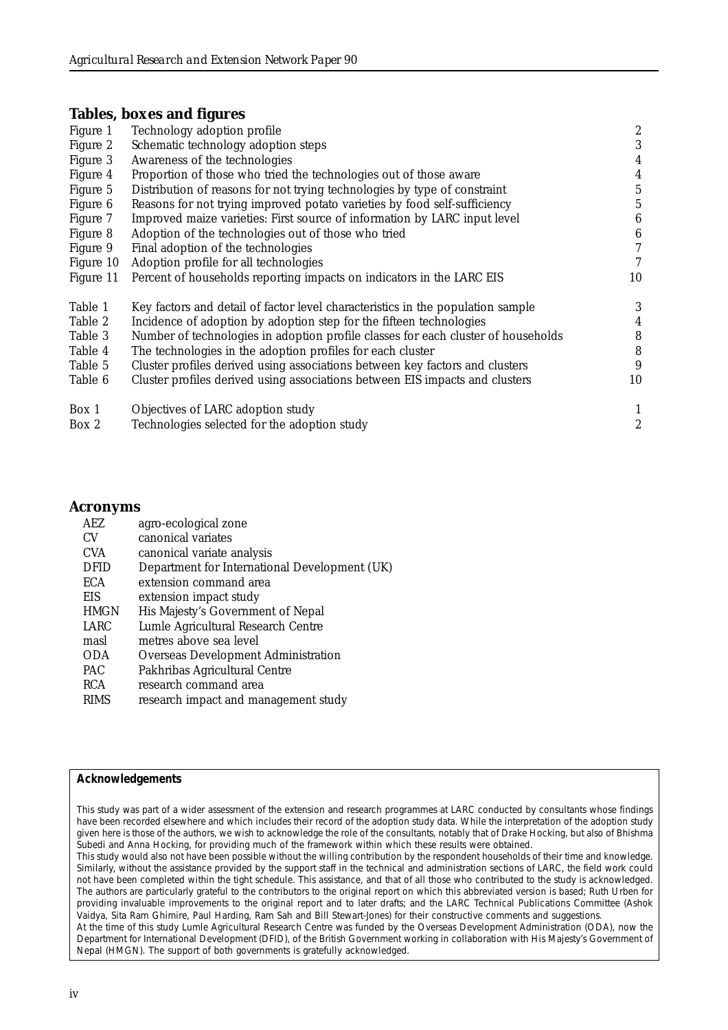## Tables, boxes and figures

| | | |
|---|---|---|
| Figure 1 | Technology adoption profile | 2 |
| Figure 2 | Schematic technology adoption steps | 3 |
| Figure 3 | Awareness of the technologies | 4 |
| Figure 4 | Proportion of those who tried the technologies out of those aware | 4 |
| Figure 5 | Distribution of reasons for not trying technologies by type of constraint | 5 |
| Figure 6 | Reasons for not trying improved potato varieties by food self-sufficiency | 5 |
| Figure 7 | Improved maize varieties: First source of information by LARC input level | 6 |
| Figure 8 | Adoption of the technologies out of those who tried | 6 |
| Figure 9 | Final adoption of the technologies | 7 |
| Figure 10 | Adoption profile for all technologies | 7 |
| Figure 11 | Percent of households reporting impacts on indicators in the LARC EIS | 10 |
| Table 1 | Key factors and detail of factor level characteristics in the population sample | 3 |
| Table 2 | Incidence of adoption by adoption step for the fifteen technologies | 4 |
| Table 3 | Number of technologies in adoption profile classes for each cluster of households | 8 |
| Table 4 | The technologies in the adoption profiles for each cluster | 8 |
| Table 5 | Cluster profiles derived using associations between key factors and clusters | 9 |
| Table 6 | Cluster profiles derived using associations between EIS impacts and clusters | 10 |
| Box 1 | Objectives of LARC adoption study | 1 |
| Box 2 | Technologies selected for the adoption study | 2 |

## Acronyms

| | |
|---|---|
| AEZ | agro-ecological zone |
| CV | canonical variates |
| CVA | canonical variate analysis |
| DFID | Department for International Development (UK) |
| ECA | extension command area |
| EIS | extension impact study |
| HMGN | His Majesty's Government of Nepal |
| LARC | Lumle Agricultural Research Centre |
| masl | metres above sea level |
| ODA | Overseas Development Administration |
| PAC | Pakhribas Agricultural Centre |
| RCA | research command area |
| RIMS | research impact and management study |

**Acknowledgements**

This study was part of a wider assessment of the extension and research programmes at LARC conducted by consultants whose findings have been recorded elsewhere and which includes their record of the adoption study data. While the interpretation of the adoption study given here is those of the authors, we wish to acknowledge the role of the consultants, notably that of Drake Hocking, but also of Bhishma Subedi and Anna Hocking, for providing much of the framework within which these results were obtained.

This study would also not have been possible without the willing contribution by the respondent households of their time and knowledge. Similarly, without the assistance provided by the support staff in the technical and administration sections of LARC, the field work could not have been completed within the tight schedule. This assistance, and that of all those who contributed to the study is acknowledged. The authors are particularly grateful to the contributors to the original report on which this abbreviated version is based; Ruth Urben for providing invaluable improvements to the original report and to later drafts; and the LARC Technical Publications Committee (Ashok Vaidya, Sita Ram Ghimire, Paul Harding, Ram Sah and Bill Stewart-Jones) for their constructive comments and suggestions.

At the time of this study Lumle Agricultural Research Centre was funded by the Overseas Development Administration (ODA), now the Department for International Development (DFID), of the British Government working in collaboration with His Majesty's Government of Nepal (HMGN). The support of both governments is gratefully acknowledged.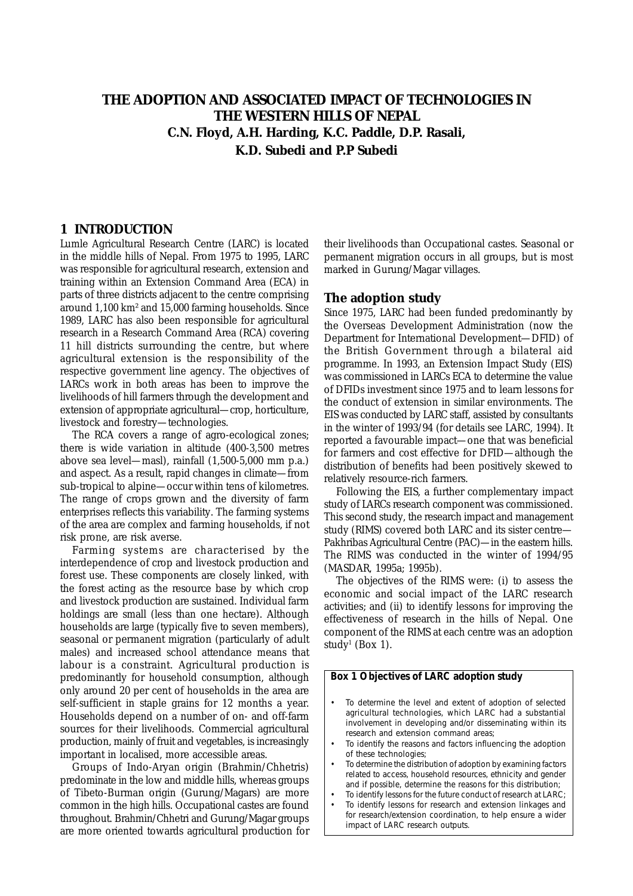# THE ADOPTION AND ASSOCIATED IMPACT OF TECHNOLOGIES IN THE WESTERN HILLS OF NEPAL

**C.N. Floyd, A.H. Harding, K.C. Paddle, D.P. Rasali, K.D. Subedi and P.P Subedi**

## 1 INTRODUCTION

Lumle Agricultural Research Centre (LARC) is located in the middle hills of Nepal. From 1975 to 1995, LARC was responsible for agricultural research, extension and training within an Extension Command Area (ECA) in parts of three districts adjacent to the centre comprising around 1,100 km² and 15,000 farming households. Since 1989, LARC has also been responsible for agricultural research in a Research Command Area (RCA) covering 11 hill districts surrounding the centre, but where agricultural extension is the responsibility of the respective government line agency. The objectives of LARCs work in both areas has been to improve the livelihoods of hill farmers through the development and extension of appropriate agricultural—crop, horticulture, livestock and forestry—technologies.

The RCA covers a range of agro-ecological zones; there is wide variation in altitude (400-3,500 metres above sea level—masl), rainfall (1,500-5,000 mm p.a.) and aspect. As a result, rapid changes in climate—from sub-tropical to alpine—occur within tens of kilometres. The range of crops grown and the diversity of farm enterprises reflects this variability. The farming systems of the area are complex and farming households, if not risk prone, are risk averse.

Farming systems are characterised by the interdependence of crop and livestock production and forest use. These components are closely linked, with the forest acting as the resource base by which crop and livestock production are sustained. Individual farm holdings are small (less than one hectare). Although households are large (typically five to seven members), seasonal or permanent migration (particularly of adult males) and increased school attendance means that labour is a constraint. Agricultural production is predominantly for household consumption, although only around 20 per cent of households in the area are self-sufficient in staple grains for 12 months a year. Households depend on a number of on- and off-farm sources for their livelihoods. Commercial agricultural production, mainly of fruit and vegetables, is increasingly important in localised, more accessible areas.

Groups of Indo-Aryan origin (Brahmin/Chhetris) predominate in the low and middle hills, whereas groups of Tibeto-Burman origin (Gurung/Magars) are more common in the high hills. Occupational castes are found throughout. Brahmin/Chhetri and Gurung/Magar groups are more oriented towards agricultural production for their livelihoods than Occupational castes. Seasonal or permanent migration occurs in all groups, but is most marked in Gurung/Magar villages.

### The adoption study

Since 1975, LARC had been funded predominantly by the Overseas Development Administration (now the Department for International Development—DFID) of the British Government through a bilateral aid programme. In 1993, an Extension Impact Study (EIS) was commissioned in LARCs ECA to determine the value of DFIDs investment since 1975 and to learn lessons for the conduct of extension in similar environments. The EIS was conducted by LARC staff, assisted by consultants in the winter of 1993/94 (for details see LARC, 1994). It reported a favourable impact—one that was beneficial for farmers and cost effective for DFID—although the distribution of benefits had been positively skewed to relatively resource-rich farmers.

Following the EIS, a further complementary impact study of LARCs research component was commissioned. This second study, the research impact and management study (RIMS) covered both LARC and its sister centre—Pakhribas Agricultural Centre (PAC)—in the eastern hills. The RIMS was conducted in the winter of 1994/95 (MASDAR, 1995a; 1995b).

The objectives of the RIMS were: (i) to assess the economic and social impact of the LARC research activities; and (ii) to identify lessons for improving the effectiveness of research in the hills of Nepal. One component of the RIMS at each centre was an adoption study[1] (Box 1).

**Box 1 Objectives of LARC adoption study**

- To determine the level and extent of adoption of selected agricultural technologies, which LARC had a substantial involvement in developing and/or disseminating within its research and extension command areas;
- To identify the reasons and factors influencing the adoption of these technologies;
- To determine the distribution of adoption by examining factors related to access, household resources, ethnicity and gender and if possible, determine the reasons for this distribution;
- To identify lessons for the future conduct of research at LARC;
- To identify lessons for research and extension linkages and for research/extension coordination, to help ensure a wider impact of LARC research outputs.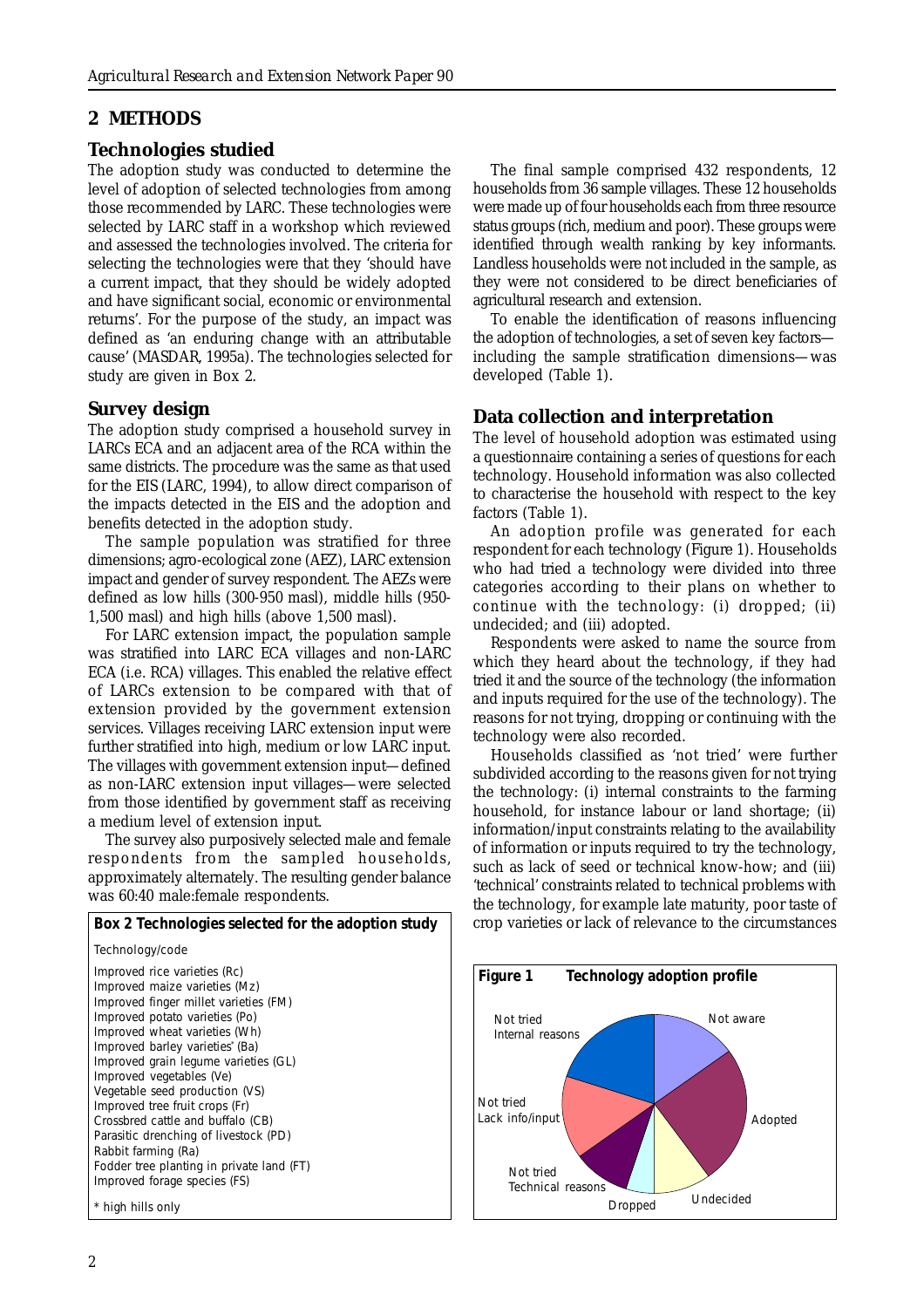## 2 METHODS

### Technologies studied

The adoption study was conducted to determine the level of adoption of selected technologies from among those recommended by LARC. These technologies were selected by LARC staff in a workshop which reviewed and assessed the technologies involved. The criteria for selecting the technologies were that they 'should have a current impact, that they should be widely adopted and have significant social, economic or environmental returns'. For the purpose of the study, an impact was defined as 'an enduring change with an attributable cause' (MASDAR, 1995a). The technologies selected for study are given in Box 2.

### Survey design

The adoption study comprised a household survey in LARCs ECA and an adjacent area of the RCA within the same districts. The procedure was the same as that used for the EIS (LARC, 1994), to allow direct comparison of the impacts detected in the EIS and the adoption and benefits detected in the adoption study.

The sample population was stratified for three dimensions; agro-ecological zone (AEZ), LARC extension impact and gender of survey respondent. The AEZs were defined as low hills (300-950 masl), middle hills (950-1,500 masl) and high hills (above 1,500 masl).

For LARC extension impact, the population sample was stratified into LARC ECA villages and non-LARC ECA (i.e. RCA) villages. This enabled the relative effect of LARCs extension to be compared with that of extension provided by the government extension services. Villages receiving LARC extension input were further stratified into high, medium or low LARC input. The villages with government extension input—defined as non-LARC extension input villages—were selected from those identified by government staff as receiving a medium level of extension input.

The survey also purposively selected male and female respondents from the sampled households, approximately alternately. The resulting gender balance was 60:40 male:female respondents.

**Box 2 Technologies selected for the adoption study**

Technology/code

Improved rice varieties (Rc)
Improved maize varieties (Mz)
Improved finger millet varieties (FM)
Improved potato varieties (Po)
Improved wheat varieties (Wh)
Improved barley varieties* (Ba)
Improved grain legume varieties (GL)
Improved vegetables (Ve)
Vegetable seed production (VS)
Improved tree fruit crops (Fr)
Crossbred cattle and buffalo (CB)
Parasitic drenching of livestock (PD)
Rabbit farming (Ra)
Fodder tree planting in private land (FT)
Improved forage species (FS)

\* high hills only

The final sample comprised 432 respondents, 12 households from 36 sample villages. These 12 households were made up of four households each from three resource status groups (rich, medium and poor). These groups were identified through wealth ranking by key informants. Landless households were not included in the sample, as they were not considered to be direct beneficiaries of agricultural research and extension.

To enable the identification of reasons influencing the adoption of technologies, a set of seven key factors—including the sample stratification dimensions—was developed (Table 1).

### Data collection and interpretation

The level of household adoption was estimated using a questionnaire containing a series of questions for each technology. Household information was also collected to characterise the household with respect to the key factors (Table 1).

An adoption profile was generated for each respondent for each technology (Figure 1). Households who had tried a technology were divided into three categories according to their plans on whether to continue with the technology: (i) dropped; (ii) undecided; and (iii) adopted.

Respondents were asked to name the source from which they heard about the technology, if they had tried it and the source of the technology (the information and inputs required for the use of the technology). The reasons for not trying, dropping or continuing with the technology were also recorded.

Households classified as 'not tried' were further subdivided according to the reasons given for not trying the technology: (i) internal constraints to the farming household, for instance labour or land shortage; (ii) information/input constraints relating to the availability of information or inputs required to try the technology, such as lack of seed or technical know-how; and (iii) 'technical' constraints related to technical problems with the technology, for example late maturity, poor taste of crop varieties or lack of relevance to the circumstances

**Figure 1 Technology adoption profile**

Not aware; Adopted; Undecided; Dropped; Not tried Technical reasons; Not tried Lack info/input; Not tried Internal reasons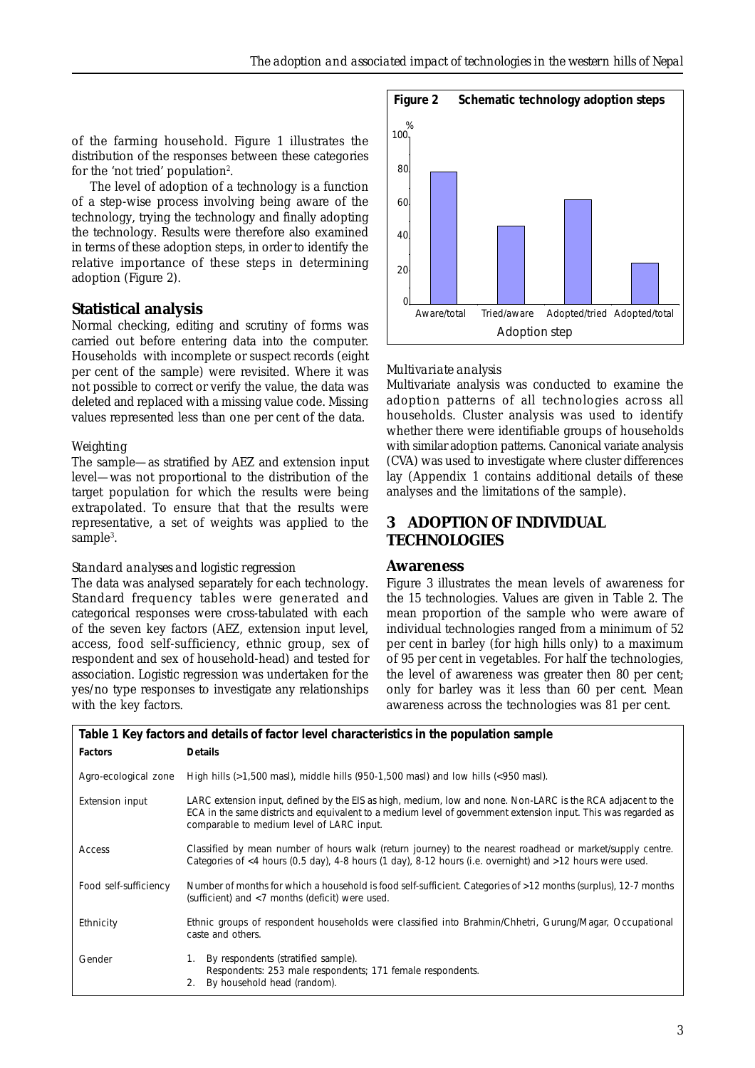of the farming household. Figure 1 illustrates the distribution of the responses between these categories for the 'not tried' population[2].

The level of adoption of a technology is a function of a step-wise process involving being aware of the technology, trying the technology and finally adopting the technology. Results were therefore also examined in terms of these adoption steps, in order to identify the relative importance of these steps in determining adoption (Figure 2).

## Statistical analysis

Normal checking, editing and scrutiny of forms was carried out before entering data into the computer. Households with incomplete or suspect records (eight per cent of the sample) were revisited. Where it was not possible to correct or verify the value, the data was deleted and replaced with a missing value code. Missing values represented less than one per cent of the data.

### *Weighting*

The sample—as stratified by AEZ and extension input level—was not proportional to the distribution of the target population for which the results were being extrapolated. To ensure that that the results were representative, a set of weights was applied to the sample[3].

### *Standard analyses and logistic regression*

The data was analysed separately for each technology. Standard frequency tables were generated and categorical responses were cross-tabulated with each of the seven key factors (AEZ, extension input level, access, food self-sufficiency, ethnic group, sex of respondent and sex of household-head) and tested for association. Logistic regression was undertaken for the yes/no type responses to investigate any relationships with the key factors.

**Figure 2 Schematic technology adoption steps**

| Adoption step | % |
|---|---|
| Aware/total | ~79 |
| Tried/aware | ~47 |
| Adopted/tried | ~62 |
| Adopted/total | ~25 |

### *Multivariate analysis*

Multivariate analysis was conducted to examine the adoption patterns of all technologies across all households. Cluster analysis was used to identify whether there were identifiable groups of households with similar adoption patterns. Canonical variate analysis (CVA) was used to investigate where cluster differences lay (Appendix 1 contains additional details of these analyses and the limitations of the sample).

## 3 ADOPTION OF INDIVIDUAL TECHNOLOGIES

## Awareness

Figure 3 illustrates the mean levels of awareness for the 15 technologies. Values are given in Table 2. The mean proportion of the sample who were aware of individual technologies ranged from a minimum of 52 per cent in barley (for high hills only) to a maximum of 95 per cent in vegetables. For half the technologies, the level of awareness was greater then 80 per cent; only for barley was it less than 60 per cent. Mean awareness across the technologies was 81 per cent.

**Table 1 Key factors and details of factor level characteristics in the population sample**

| Factors | Details |
|---|---|
| Agro-ecological zone | High hills (>1,500 masl), middle hills (950-1,500 masl) and low hills (<950 masl). |
| Extension input | LARC extension input, defined by the EIS as high, medium, low and none. Non-LARC is the RCA adjacent to the ECA in the same districts and equivalent to a medium level of government extension input. This was regarded as comparable to medium level of LARC input. |
| Access | Classified by mean number of hours walk (return journey) to the nearest roadhead or market/supply centre. Categories of <4 hours (0.5 day), 4-8 hours (1 day), 8-12 hours (i.e. overnight) and >12 hours were used. |
| Food self-sufficiency | Number of months for which a household is food self-sufficient. Categories of >12 months (surplus), 12-7 months (sufficient) and <7 months (deficit) were used. |
| Ethnicity | Ethnic groups of respondent households were classified into Brahmin/Chhetri, Gurung/Magar, Occupational caste and others. |
| Gender | 1. By respondents (stratified sample). Respondents: 253 male respondents; 171 female respondents. 2. By household head (random). |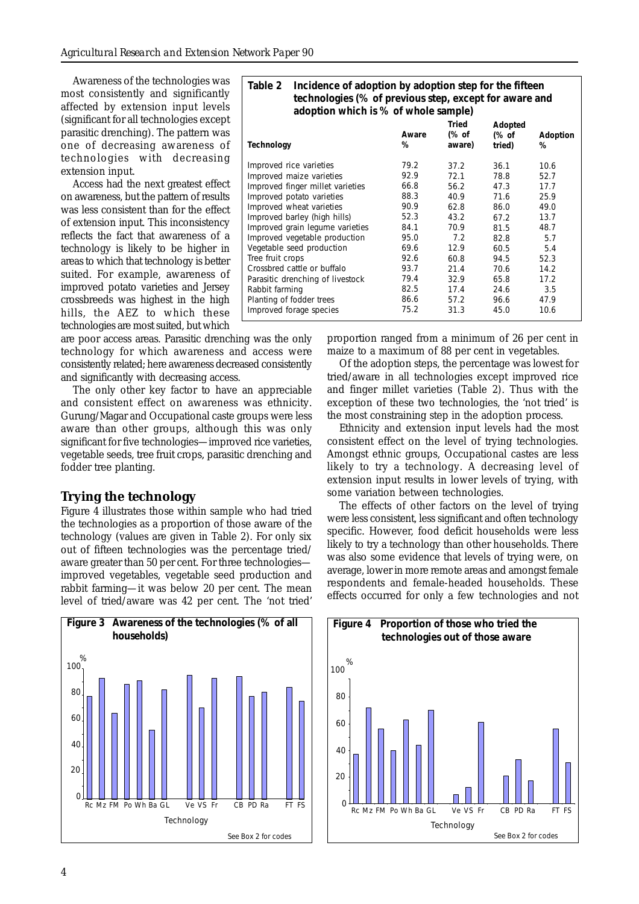Awareness of the technologies was most consistently and significantly affected by extension input levels (significant for all technologies except parasitic drenching). The pattern was one of decreasing awareness of technologies with decreasing extension input.

Access had the next greatest effect on awareness, but the pattern of results was less consistent than for the effect of extension input. This inconsistency reflects the fact that awareness of a technology is likely to be higher in areas to which that technology is better suited. For example, awareness of improved potato varieties and Jersey crossbreeds was highest in the high hills, the AEZ to which these technologies are most suited, but which are poor access areas. Parasitic drenching was the only technology for which awareness and access were consistently related; here awareness decreased consistently and significantly with decreasing access.

The only other key factor to have an appreciable and consistent effect on awareness was ethnicity. Gurung/Magar and Occupational caste groups were less aware than other groups, although this was only significant for five technologies—improved rice varieties, vegetable seeds, tree fruit crops, parasitic drenching and fodder tree planting.

**Table 2 Incidence of adoption by adoption step for the fifteen technologies (% of previous step, except for aware and adoption which is % of whole sample)**

| Technology | Aware % | Tried (% of aware) | Adopted (% of tried) | Adoption % |
|---|---|---|---|---|
| Improved rice varieties | 79.2 | 37.2 | 36.1 | 10.6 |
| Improved maize varieties | 92.9 | 72.1 | 78.8 | 52.7 |
| Improved finger millet varieties | 66.8 | 56.2 | 47.3 | 17.7 |
| Improved potato varieties | 88.3 | 40.9 | 71.6 | 25.9 |
| Improved wheat varieties | 90.9 | 62.8 | 86.0 | 49.0 |
| Improved barley (high hills) | 52.3 | 43.2 | 67.2 | 13.7 |
| Improved grain legume varieties | 84.1 | 70.9 | 81.5 | 48.7 |
| Improved vegetable production | 95.0 | 7.2 | 82.8 | 5.7 |
| Vegetable seed production | 69.6 | 12.9 | 60.5 | 5.4 |
| Tree fruit crops | 92.6 | 60.8 | 94.5 | 52.3 |
| Crossbred cattle or buffalo | 93.7 | 21.4 | 70.6 | 14.2 |
| Parasitic drenching of livestock | 79.4 | 32.9 | 65.8 | 17.2 |
| Rabbit farming | 82.5 | 17.4 | 24.6 | 3.5 |
| Planting of fodder trees | 86.6 | 57.2 | 96.6 | 47.9 |
| Improved forage species | 75.2 | 31.3 | 45.0 | 10.6 |

## Trying the technology

Figure 4 illustrates those within sample who had tried the technologies as a proportion of those aware of the technology (values are given in Table 2). For only six out of fifteen technologies was the percentage tried/aware greater than 50 per cent. For three technologies—improved vegetables, vegetable seed production and rabbit farming—it was below 20 per cent. The mean level of tried/aware was 42 per cent. The 'not tried' proportion ranged from a minimum of 26 per cent in maize to a maximum of 88 per cent in vegetables.

Of the adoption steps, the percentage was lowest for tried/aware in all technologies except improved rice and finger millet varieties (Table 2). Thus with the exception of these two technologies, the 'not tried' is the most constraining step in the adoption process.

Ethnicity and extension input levels had the most consistent effect on the level of trying technologies. Amongst ethnic groups, Occupational castes are less likely to try a technology. A decreasing level of extension input results in lower levels of trying, with some variation between technologies.

The effects of other factors on the level of trying were less consistent, less significant and often technology specific. However, food deficit households were less likely to try a technology than other households. There was also some evidence that levels of trying were, on average, lower in more remote areas and amongst female respondents and female-headed households. These effects occurred for only a few technologies and not

**Figure 3 Awareness of the technologies (% of all households)**

See Box 2 for codes

**Figure 4 Proportion of those who tried the technologies out of those aware**

See Box 2 for codes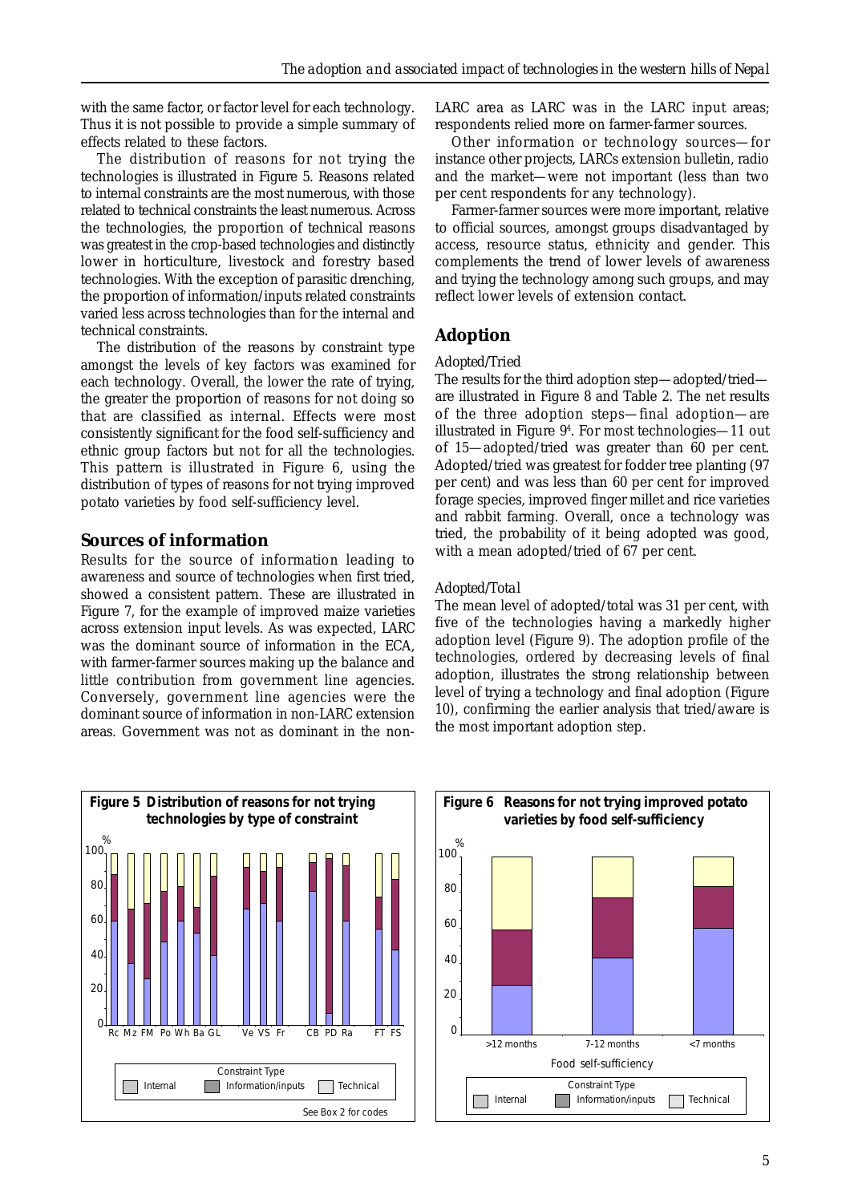with the same factor, or factor level for each technology. Thus it is not possible to provide a simple summary of effects related to these factors.

The distribution of reasons for not trying the technologies is illustrated in Figure 5. Reasons related to internal constraints are the most numerous, with those related to technical constraints the least numerous. Across the technologies, the proportion of technical reasons was greatest in the crop-based technologies and distinctly lower in horticulture, livestock and forestry based technologies. With the exception of parasitic drenching, the proportion of information/inputs related constraints varied less across technologies than for the internal and technical constraints.

The distribution of the reasons by constraint type amongst the levels of key factors was examined for each technology. Overall, the lower the rate of trying, the greater the proportion of reasons for not doing so that are classified as internal. Effects were most consistently significant for the food self-sufficiency and ethnic group factors but not for all the technologies. This pattern is illustrated in Figure 6, using the distribution of types of reasons for not trying improved potato varieties by food self-sufficiency level.

## Sources of information

Results for the source of information leading to awareness and source of technologies when first tried, showed a consistent pattern. These are illustrated in Figure 7, for the example of improved maize varieties across extension input levels. As was expected, LARC was the dominant source of information in the ECA, with farmer-farmer sources making up the balance and little contribution from government line agencies. Conversely, government line agencies were the dominant source of information in non-LARC extension areas. Government was not as dominant in the non-LARC area as LARC was in the LARC input areas; respondents relied more on farmer-farmer sources.

Other information or technology sources—for instance other projects, LARCs extension bulletin, radio and the market—were not important (less than two per cent respondents for any technology).

Farmer-farmer sources were more important, relative to official sources, amongst groups disadvantaged by access, resource status, ethnicity and gender. This complements the trend of lower levels of awareness and trying the technology among such groups, and may reflect lower levels of extension contact.

## Adoption

*Adopted/Tried*

The results for the third adoption step—adopted/tried—are illustrated in Figure 8 and Table 2. The net results of the three adoption steps—final adoption—are illustrated in Figure 9[4]. For most technologies—11 out of 15—adopted/tried was greater than 60 per cent. Adopted/tried was greatest for fodder tree planting (97 per cent) and was less than 60 per cent for improved forage species, improved finger millet and rice varieties and rabbit farming. Overall, once a technology was tried, the probability of it being adopted was good, with a mean adopted/tried of 67 per cent.

*Adopted/Total*

The mean level of adopted/total was 31 per cent, with five of the technologies having a markedly higher adoption level (Figure 9). The adoption profile of the technologies, ordered by decreasing levels of final adoption, illustrates the strong relationship between level of trying a technology and final adoption (Figure 10), confirming the earlier analysis that tried/aware is the most important adoption step.

**Figure 5 Distribution of reasons for not trying technologies by type of constraint**

Constraint Type: Internal, Information/inputs, Technical

See Box 2 for codes

**Figure 6 Reasons for not trying improved potato varieties by food self-sufficiency**

Food self-sufficiency: >12 months, 7-12 months, <7 months

Constraint Type: Internal, Information/inputs, Technical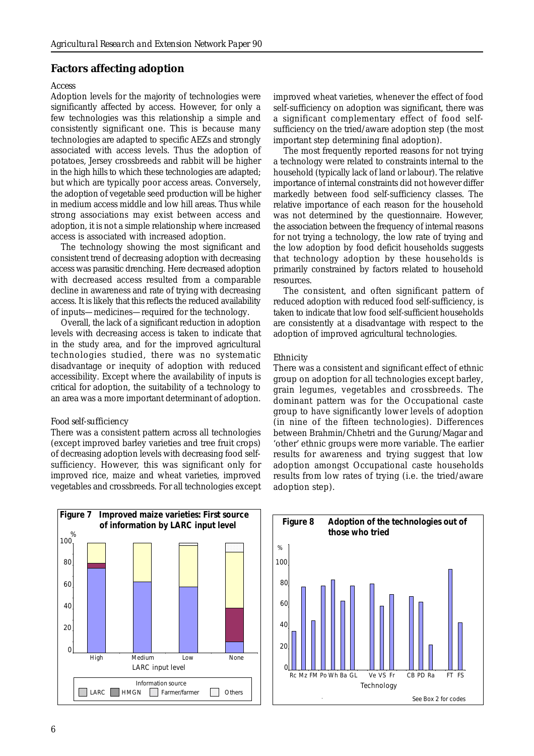## Factors affecting adoption

*Access*

Adoption levels for the majority of technologies were significantly affected by access. However, for only a few technologies was this relationship a simple and consistently significant one. This is because many technologies are adapted to specific AEZs and strongly associated with access levels. Thus the adoption of potatoes, Jersey crossbreeds and rabbit will be higher in the high hills to which these technologies are adapted; but which are typically poor access areas. Conversely, the adoption of vegetable seed production will be higher in medium access middle and low hill areas. Thus while strong associations may exist between access and adoption, it is not a simple relationship where increased access is associated with increased adoption.

The technology showing the most significant and consistent trend of decreasing adoption with decreasing access was parasitic drenching. Here decreased adoption with decreased access resulted from a comparable decline in awareness and rate of trying with decreasing access. It is likely that this reflects the reduced availability of inputs—medicines—required for the technology.

Overall, the lack of a significant reduction in adoption levels with decreasing access is taken to indicate that in the study area, and for the improved agricultural technologies studied, there was no systematic disadvantage or inequity of adoption with reduced accessibility. Except where the availability of inputs is critical for adoption, the suitability of a technology to an area was a more important determinant of adoption.

*Food self-sufficiency*

There was a consistent pattern across all technologies (except improved barley varieties and tree fruit crops) of decreasing adoption levels with decreasing food self-sufficiency. However, this was significant only for improved rice, maize and wheat varieties, improved vegetables and crossbreeds. For all technologies except improved wheat varieties, whenever the effect of food self-sufficiency on adoption was significant, there was a significant complementary effect of food self-sufficiency on the tried/aware adoption step (the most important step determining final adoption).

The most frequently reported reasons for not trying a technology were related to constraints internal to the household (typically lack of land or labour). The relative importance of internal constraints did not however differ markedly between food self-sufficiency classes. The relative importance of each reason for the household was not determined by the questionnaire. However, the association between the frequency of internal reasons for not trying a technology, the low rate of trying and the low adoption by food deficit households suggests that technology adoption by these households is primarily constrained by factors related to household resources.

The consistent, and often significant pattern of reduced adoption with reduced food self-sufficiency, is taken to indicate that low food self-sufficient households are consistently at a disadvantage with respect to the adoption of improved agricultural technologies.

*Ethnicity*

There was a consistent and significant effect of ethnic group on adoption for all technologies except barley, grain legumes, vegetables and crossbreeds. The dominant pattern was for the Occupational caste group to have significantly lower levels of adoption (in nine of the fifteen technologies). Differences between Brahmin/Chhetri and the Gurung/Magar and 'other' ethnic groups were more variable. The earlier results for awareness and trying suggest that low adoption amongst Occupational caste households results from low rates of trying (i.e. the tried/aware adoption step).

**Figure 7 Improved maize varieties: First source of information by LARC input level**

**Figure 8 Adoption of the technologies out of those who tried**

See Box 2 for codes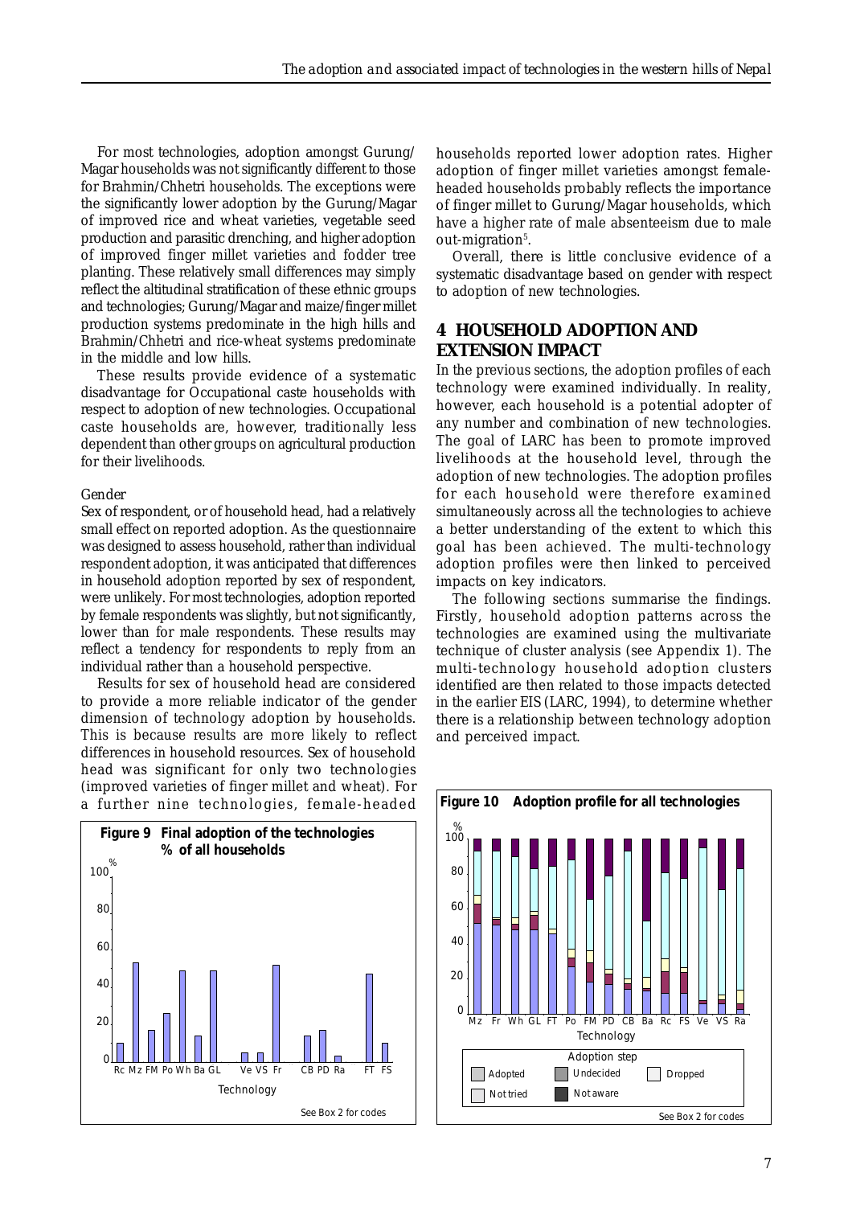For most technologies, adoption amongst Gurung/Magar households was not significantly different to those for Brahmin/Chhetri households. The exceptions were the significantly lower adoption by the Gurung/Magar of improved rice and wheat varieties, vegetable seed production and parasitic drenching, and higher adoption of improved finger millet varieties and fodder tree planting. These relatively small differences may simply reflect the altitudinal stratification of these ethnic groups and technologies; Gurung/Magar and maize/finger millet production systems predominate in the high hills and Brahmin/Chhetri and rice-wheat systems predominate in the middle and low hills.

These results provide evidence of a systematic disadvantage for Occupational caste households with respect to adoption of new technologies. Occupational caste households are, however, traditionally less dependent than other groups on agricultural production for their livelihoods.

*Gender*

Sex of respondent, or of household head, had a relatively small effect on reported adoption. As the questionnaire was designed to assess household, rather than individual respondent adoption, it was anticipated that differences in household adoption reported by sex of respondent, were unlikely. For most technologies, adoption reported by female respondents was slightly, but not significantly, lower than for male respondents. These results may reflect a tendency for respondents to reply from an individual rather than a household perspective.

Results for sex of household head are considered to provide a more reliable indicator of the gender dimension of technology adoption by households. This is because results are more likely to reflect differences in household resources. Sex of household head was significant for only two technologies (improved varieties of finger millet and wheat). For a further nine technologies, female-headed households reported lower adoption rates. Higher adoption of finger millet varieties amongst female-headed households probably reflects the importance of finger millet to Gurung/Magar households, which have a higher rate of male absenteeism due to male out-migration[5].

Overall, there is little conclusive evidence of a systematic disadvantage based on gender with respect to adoption of new technologies.

## 4 HOUSEHOLD ADOPTION AND EXTENSION IMPACT

In the previous sections, the adoption profiles of each technology were examined individually. In reality, however, each household is a potential adopter of any number and combination of new technologies. The goal of LARC has been to promote improved livelihoods at the household level, through the adoption of new technologies. The adoption profiles for each household were therefore examined simultaneously across all the technologies to achieve a better understanding of the extent to which this goal has been achieved. The multi-technology adoption profiles were then linked to perceived impacts on key indicators.

The following sections summarise the findings. Firstly, household adoption patterns across the technologies are examined using the multivariate technique of cluster analysis (see Appendix 1). The multi-technology household adoption clusters identified are then related to those impacts detected in the earlier EIS (LARC, 1994), to determine whether there is a relationship between technology adoption and perceived impact.

**Figure 9 Final adoption of the technologies % of all households**

See Box 2 for codes

**Figure 10 Adoption profile for all technologies**

Adoption step: Adopted, Undecided, Dropped, Not tried, Not aware

See Box 2 for codes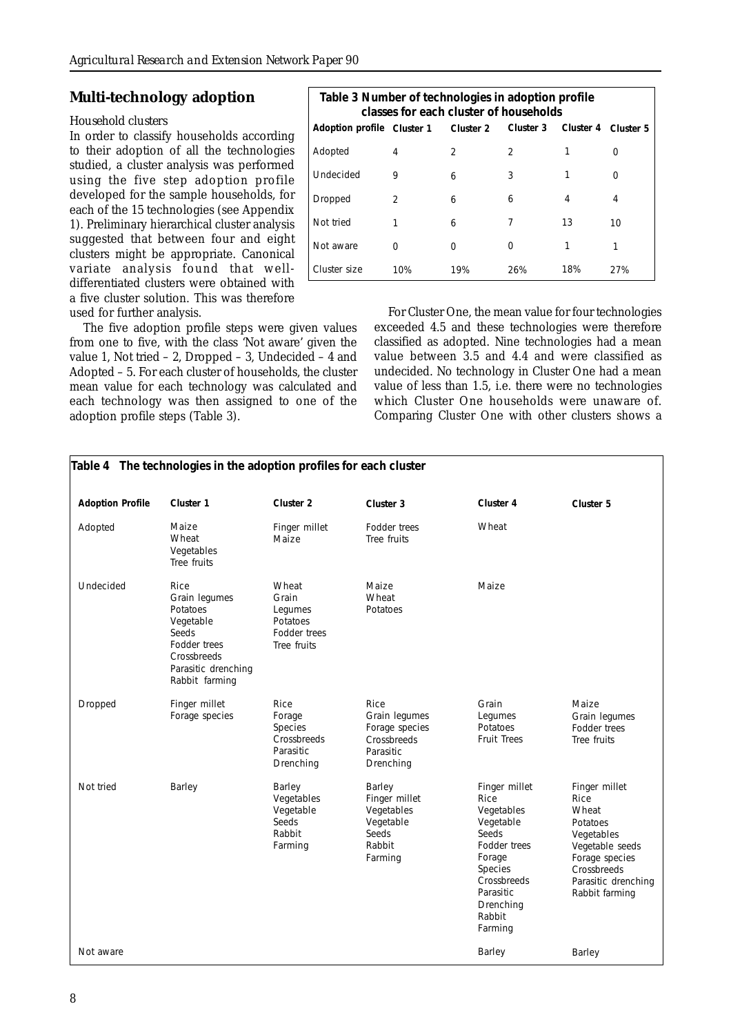## Multi-technology adoption

*Household clusters*

In order to classify households according to their adoption of all the technologies studied, a cluster analysis was performed using the five step adoption profile developed for the sample households, for each of the 15 technologies (see Appendix 1). Preliminary hierarchical cluster analysis suggested that between four and eight clusters might be appropriate. Canonical variate analysis found that well-differentiated clusters were obtained with a five cluster solution. This was therefore used for further analysis.

The five adoption profile steps were given values from one to five, with the class 'Not aware' given the value 1, Not tried – 2, Dropped – 3, Undecided – 4 and Adopted – 5. For each cluster of households, the cluster mean value for each technology was calculated and each technology was then assigned to one of the adoption profile steps (Table 3).

**Table 3 Number of technologies in adoption profile classes for each cluster of households**

| Adoption profile | Cluster 1 | Cluster 2 | Cluster 3 | Cluster 4 | Cluster 5 |
|---|---|---|---|---|---|
| Adopted | 4 | 2 | 2 | 1 | 0 |
| Undecided | 9 | 6 | 3 | 1 | 0 |
| Dropped | 2 | 6 | 6 | 4 | 4 |
| Not tried | 1 | 6 | 7 | 13 | 10 |
| Not aware | 0 | 0 | 0 | 1 | 1 |
| Cluster size | 10% | 19% | 26% | 18% | 27% |

For Cluster One, the mean value for four technologies exceeded 4.5 and these technologies were therefore classified as adopted. Nine technologies had a mean value between 3.5 and 4.4 and were classified as undecided. No technology in Cluster One had a mean value of less than 1.5, i.e. there were no technologies which Cluster One households were unaware of. Comparing Cluster One with other clusters shows a

**Table 4 The technologies in the adoption profiles for each cluster**

| Adoption Profile | Cluster 1 | Cluster 2 | Cluster 3 | Cluster 4 | Cluster 5 |
|---|---|---|---|---|---|
| Adopted | Maize<br>Wheat<br>Vegetables<br>Tree fruits | Finger millet<br>Maize | Fodder trees<br>Tree fruits | Wheat | |
| Undecided | Rice<br>Grain legumes<br>Potatoes<br>Vegetable Seeds<br>Fodder trees<br>Crossbreeds<br>Parasitic drenching<br>Rabbit farming | Wheat<br>Grain Legumes<br>Potatoes<br>Fodder trees<br>Tree fruits | Maize<br>Wheat<br>Potatoes | Maize | |
| Dropped | Finger millet<br>Forage species | Rice<br>Forage Species<br>Crossbreeds<br>Parasitic Drenching | Rice<br>Grain legumes<br>Forage species<br>Crossbreeds<br>Parasitic Drenching | Grain Legumes<br>Potatoes<br>Fruit Trees | Maize<br>Grain legumes<br>Fodder trees<br>Tree fruits |
| Not tried | Barley | Barley<br>Vegetables<br>Vegetable Seeds<br>Rabbit Farming | Barley<br>Finger millet<br>Vegetables<br>Vegetable Seeds<br>Rabbit Farming | Finger millet<br>Rice<br>Vegetables<br>Vegetable Seeds<br>Fodder trees<br>Forage Species<br>Crossbreeds<br>Parasitic Drenching<br>Rabbit Farming | Finger millet<br>Rice<br>Wheat<br>Potatoes<br>Vegetables<br>Vegetable seeds<br>Forage species<br>Crossbreeds<br>Parasitic drenching<br>Rabbit farming |
| Not aware | | | | Barley | Barley |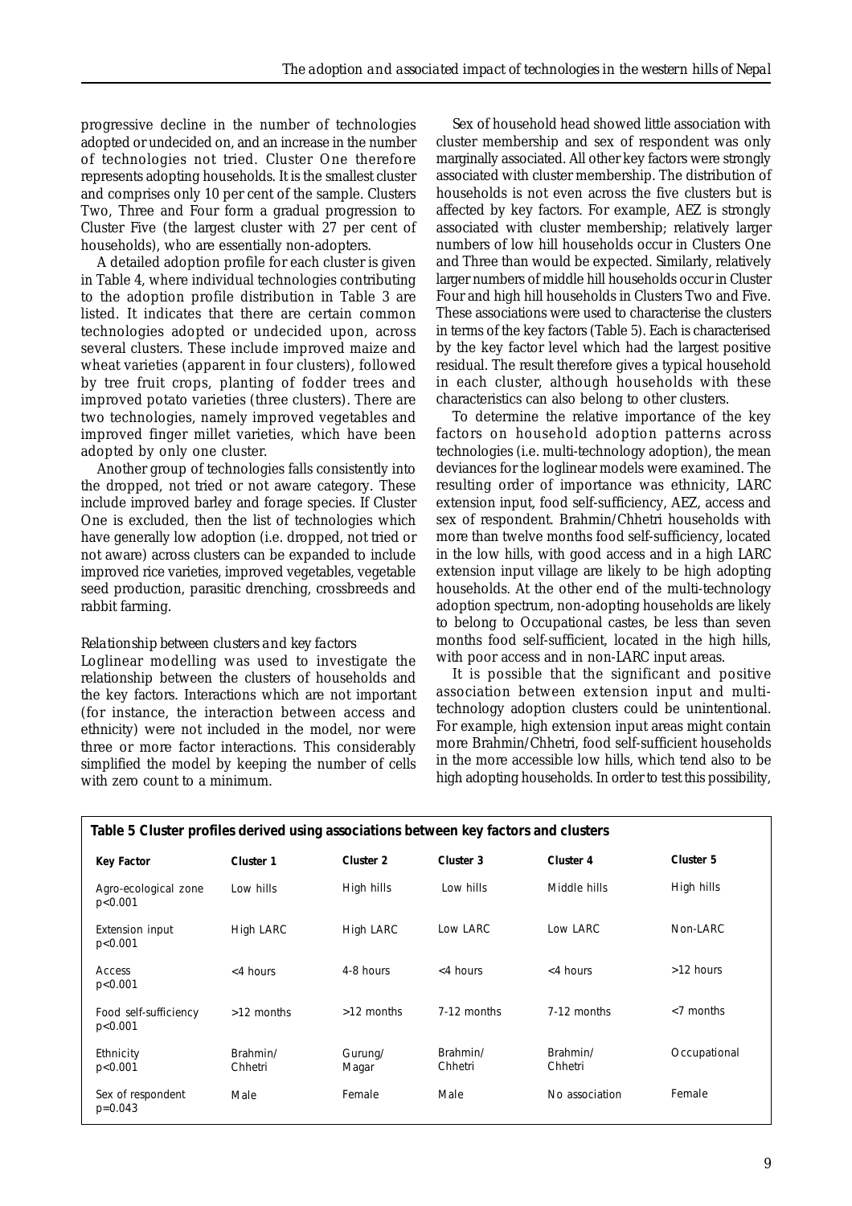progressive decline in the number of technologies adopted or undecided on, and an increase in the number of technologies not tried. Cluster One therefore represents adopting households. It is the smallest cluster and comprises only 10 per cent of the sample. Clusters Two, Three and Four form a gradual progression to Cluster Five (the largest cluster with 27 per cent of households), who are essentially non-adopters.

A detailed adoption profile for each cluster is given in Table 4, where individual technologies contributing to the adoption profile distribution in Table 3 are listed. It indicates that there are certain common technologies adopted or undecided upon, across several clusters. These include improved maize and wheat varieties (apparent in four clusters), followed by tree fruit crops, planting of fodder trees and improved potato varieties (three clusters). There are two technologies, namely improved vegetables and improved finger millet varieties, which have been adopted by only one cluster.

Another group of technologies falls consistently into the dropped, not tried or not aware category. These include improved barley and forage species. If Cluster One is excluded, then the list of technologies which have generally low adoption (i.e. dropped, not tried or not aware) across clusters can be expanded to include improved rice varieties, improved vegetables, vegetable seed production, parasitic drenching, crossbreeds and rabbit farming.

*Relationship between clusters and key factors*

Loglinear modelling was used to investigate the relationship between the clusters of households and the key factors. Interactions which are not important (for instance, the interaction between access and ethnicity) were not included in the model, nor were three or more factor interactions. This considerably simplified the model by keeping the number of cells with zero count to a minimum.

Sex of household head showed little association with cluster membership and sex of respondent was only marginally associated. All other key factors were strongly associated with cluster membership. The distribution of households is not even across the five clusters but is affected by key factors. For example, AEZ is strongly associated with cluster membership; relatively larger numbers of low hill households occur in Clusters One and Three than would be expected. Similarly, relatively larger numbers of middle hill households occur in Cluster Four and high hill households in Clusters Two and Five. These associations were used to characterise the clusters in terms of the key factors (Table 5). Each is characterised by the key factor level which had the largest positive residual. The result therefore gives a typical household in each cluster, although households with these characteristics can also belong to other clusters.

To determine the relative importance of the key factors on household adoption patterns across technologies (i.e. multi-technology adoption), the mean deviances for the loglinear models were examined. The resulting order of importance was ethnicity, LARC extension input, food self-sufficiency, AEZ, access and sex of respondent. Brahmin/Chhetri households with more than twelve months food self-sufficiency, located in the low hills, with good access and in a high LARC extension input village are likely to be high adopting households. At the other end of the multi-technology adoption spectrum, non-adopting households are likely to belong to Occupational castes, be less than seven months food self-sufficient, located in the high hills, with poor access and in non-LARC input areas.

It is possible that the significant and positive association between extension input and multi-technology adoption clusters could be unintentional. For example, high extension input areas might contain more Brahmin/Chhetri, food self-sufficient households in the more accessible low hills, which tend also to be high adopting households. In order to test this possibility,

**Table 5 Cluster profiles derived using associations between key factors and clusters**

| Key Factor | Cluster 1 | Cluster 2 | Cluster 3 | Cluster 4 | Cluster 5 |
|---|---|---|---|---|---|
| Agro-ecological zone $p<0.001$ | Low hills | High hills | Low hills | Middle hills | High hills |
| Extension input $p<0.001$ | High LARC | High LARC | Low LARC | Low LARC | Non-LARC |
| Access $p<0.001$ | <4 hours | 4-8 hours | <4 hours | <4 hours | >12 hours |
| Food self-sufficiency $p<0.001$ | >12 months | >12 months | 7-12 months | 7-12 months | <7 months |
| Ethnicity $p<0.001$ | Brahmin/ Chhetri | Gurung/ Magar | Brahmin/ Chhetri | Brahmin/ Chhetri | Occupational |
| Sex of respondent $p=0.043$ | Male | Female | Male | No association | Female |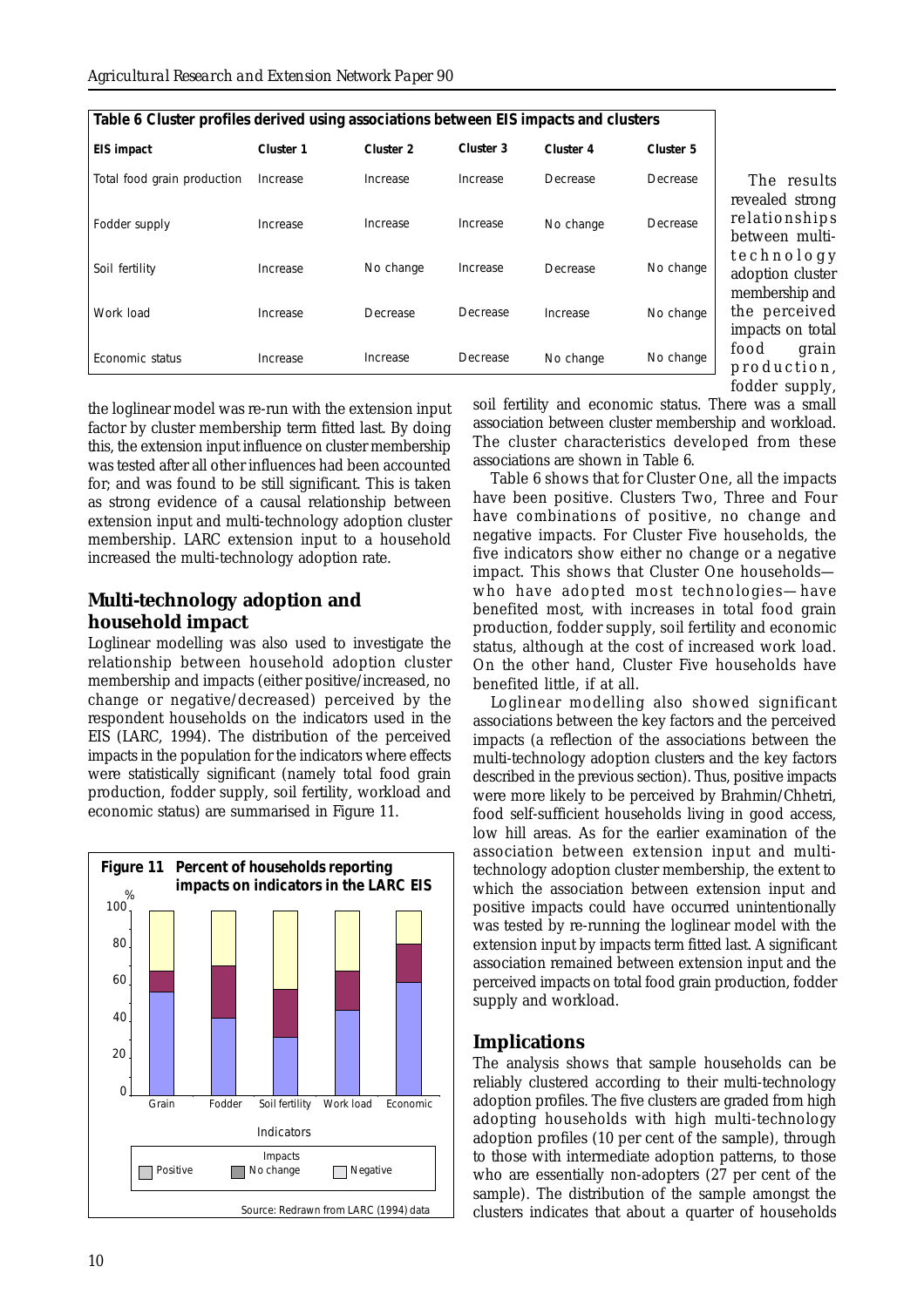**Table 6 Cluster profiles derived using associations between EIS impacts and clusters**

| EIS impact | Cluster 1 | Cluster 2 | Cluster 3 | Cluster 4 | Cluster 5 |
|---|---|---|---|---|---|
| Total food grain production | Increase | Increase | Increase | Decrease | Decrease |
| Fodder supply | Increase | Increase | Increase | No change | Decrease |
| Soil fertility | Increase | No change | Increase | Decrease | No change |
| Work load | Increase | Decrease | Decrease | Increase | No change |
| Economic status | Increase | Increase | Decrease | No change | No change |

the loglinear model was re-run with the extension input factor by cluster membership term fitted last. By doing this, the extension input influence on cluster membership was tested after all other influences had been accounted for; and was found to be still significant. This is taken as strong evidence of a causal relationship between extension input and multi-technology adoption cluster membership. LARC extension input to a household increased the multi-technology adoption rate.

## Multi-technology adoption and household impact

Loglinear modelling was also used to investigate the relationship between household adoption cluster membership and impacts (either positive/increased, no change or negative/decreased) perceived by the respondent households on the indicators used in the EIS (LARC, 1994). The distribution of the perceived impacts in the population for the indicators where effects were statistically significant (namely total food grain production, fodder supply, soil fertility, workload and economic status) are summarised in Figure 11.

**Figure 11 Percent of households reporting impacts on indicators in the LARC EIS**

Source: Redrawn from LARC (1994) data

The results revealed strong relationships between multi-technology adoption cluster membership and the perceived impacts on total food grain production, fodder supply, soil fertility and economic status. There was a small association between cluster membership and workload. The cluster characteristics developed from these associations are shown in Table 6.

Table 6 shows that for Cluster One, all the impacts have been positive. Clusters Two, Three and Four have combinations of positive, no change and negative impacts. For Cluster Five households, the five indicators show either no change or a negative impact. This shows that Cluster One households—who have adopted most technologies—have benefited most, with increases in total food grain production, fodder supply, soil fertility and economic status, although at the cost of increased work load. On the other hand, Cluster Five households have benefited little, if at all.

Loglinear modelling also showed significant associations between the key factors and the perceived impacts (a reflection of the associations between the multi-technology adoption clusters and the key factors described in the previous section). Thus, positive impacts were more likely to be perceived by Brahmin/Chhetri, food self-sufficient households living in good access, low hill areas. As for the earlier examination of the association between extension input and multi-technology adoption cluster membership, the extent to which the association between extension input and positive impacts could have occurred unintentionally was tested by re-running the loglinear model with the extension input by impacts term fitted last. A significant association remained between extension input and the perceived impacts on total food grain production, fodder supply and workload.

## Implications

The analysis shows that sample households can be reliably clustered according to their multi-technology adoption profiles. The five clusters are graded from high adopting households with high multi-technology adoption profiles (10 per cent of the sample), through to those with intermediate adoption patterns, to those who are essentially non-adopters (27 per cent of the sample). The distribution of the sample amongst the clusters indicates that about a quarter of households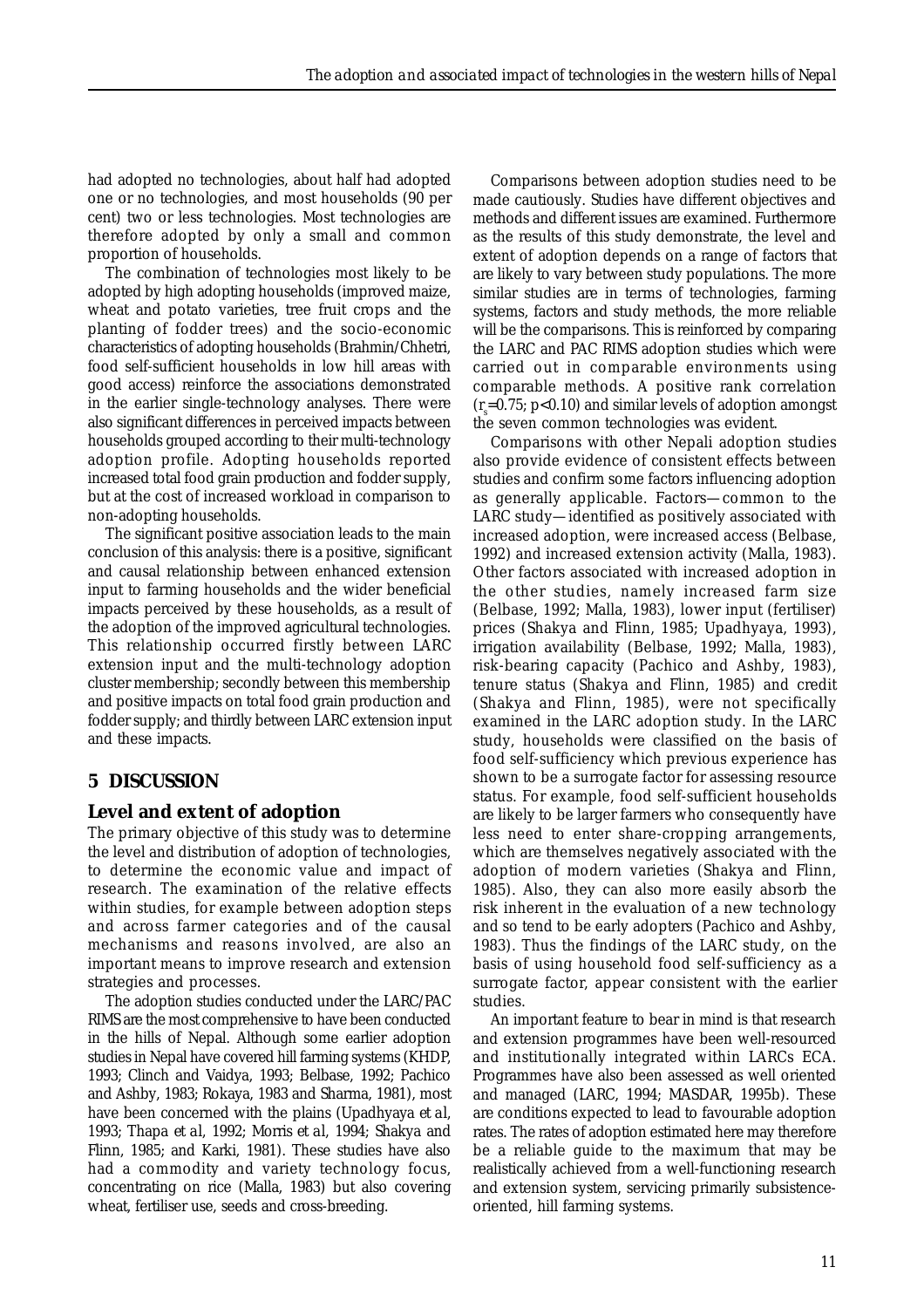had adopted no technologies, about half had adopted one or no technologies, and most households (90 per cent) two or less technologies. Most technologies are therefore adopted by only a small and common proportion of households.

The combination of technologies most likely to be adopted by high adopting households (improved maize, wheat and potato varieties, tree fruit crops and the planting of fodder trees) and the socio-economic characteristics of adopting households (Brahmin/Chhetri, food self-sufficient households in low hill areas with good access) reinforce the associations demonstrated in the earlier single-technology analyses. There were also significant differences in perceived impacts between households grouped according to their multi-technology adoption profile. Adopting households reported increased total food grain production and fodder supply, but at the cost of increased workload in comparison to non-adopting households.

The significant positive association leads to the main conclusion of this analysis: there is a positive, significant and causal relationship between enhanced extension input to farming households and the wider beneficial impacts perceived by these households, as a result of the adoption of the improved agricultural technologies. This relationship occurred firstly between LARC extension input and the multi-technology adoption cluster membership; secondly between this membership and positive impacts on total food grain production and fodder supply; and thirdly between LARC extension input and these impacts.

## 5 DISCUSSION

### Level and extent of adoption

The primary objective of this study was to determine the level and distribution of adoption of technologies, to determine the economic value and impact of research. The examination of the relative effects within studies, for example between adoption steps and across farmer categories and of the causal mechanisms and reasons involved, are also an important means to improve research and extension strategies and processes.

The adoption studies conducted under the LARC/PAC RIMS are the most comprehensive to have been conducted in the hills of Nepal. Although some earlier adoption studies in Nepal have covered hill farming systems (KHDP, 1993; Clinch and Vaidya, 1993; Belbase, 1992; Pachico and Ashby, 1983; Rokaya, 1983 and Sharma, 1981), most have been concerned with the plains (Upadhyaya et al, 1993; Thapa et al, 1992; Morris et al, 1994; Shakya and Flinn, 1985; and Karki, 1981). These studies have also had a commodity and variety technology focus, concentrating on rice (Malla, 1983) but also covering wheat, fertiliser use, seeds and cross-breeding.

Comparisons between adoption studies need to be made cautiously. Studies have different objectives and methods and different issues are examined. Furthermore as the results of this study demonstrate, the level and extent of adoption depends on a range of factors that are likely to vary between study populations. The more similar studies are in terms of technologies, farming systems, factors and study methods, the more reliable will be the comparisons. This is reinforced by comparing the LARC and PAC RIMS adoption studies which were carried out in comparable environments using comparable methods. A positive rank correlation ($r_s$=0.75; $p$<0.10) and similar levels of adoption amongst the seven common technologies was evident.

Comparisons with other Nepali adoption studies also provide evidence of consistent effects between studies and confirm some factors influencing adoption as generally applicable. Factors—common to the LARC study—identified as positively associated with increased adoption, were increased access (Belbase, 1992) and increased extension activity (Malla, 1983). Other factors associated with increased adoption in the other studies, namely increased farm size (Belbase, 1992; Malla, 1983), lower input (fertiliser) prices (Shakya and Flinn, 1985; Upadhyaya, 1993), irrigation availability (Belbase, 1992; Malla, 1983), risk-bearing capacity (Pachico and Ashby, 1983), tenure status (Shakya and Flinn, 1985) and credit (Shakya and Flinn, 1985), were not specifically examined in the LARC adoption study. In the LARC study, households were classified on the basis of food self-sufficiency which previous experience has shown to be a surrogate factor for assessing resource status. For example, food self-sufficient households are likely to be larger farmers who consequently have less need to enter share-cropping arrangements, which are themselves negatively associated with the adoption of modern varieties (Shakya and Flinn, 1985). Also, they can also more easily absorb the risk inherent in the evaluation of a new technology and so tend to be early adopters (Pachico and Ashby, 1983). Thus the findings of the LARC study, on the basis of using household food self-sufficiency as a surrogate factor, appear consistent with the earlier studies.

An important feature to bear in mind is that research and extension programmes have been well-resourced and institutionally integrated within LARCs ECA. Programmes have also been assessed as well oriented and managed (LARC, 1994; MASDAR, 1995b). These are conditions expected to lead to favourable adoption rates. The rates of adoption estimated here may therefore be a reliable guide to the maximum that may be realistically achieved from a well-functioning research and extension system, servicing primarily subsistence-oriented, hill farming systems.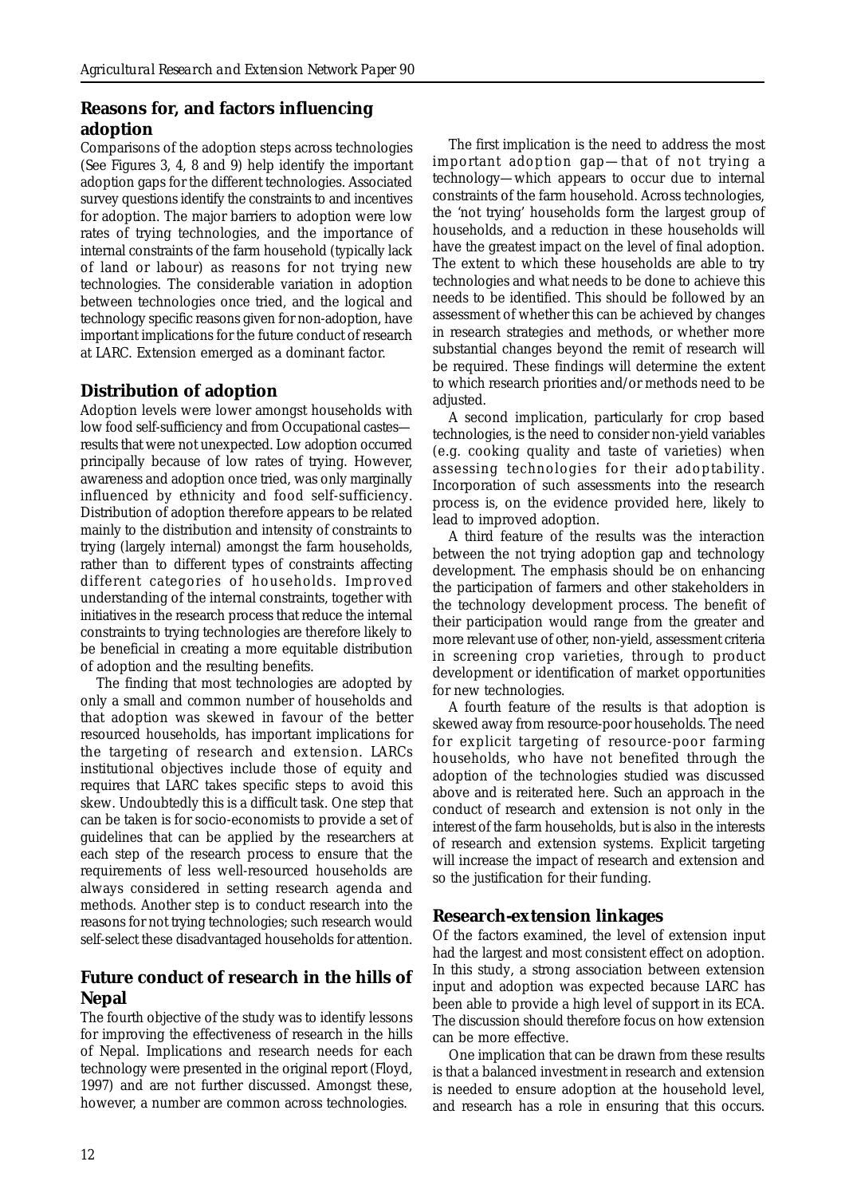## Reasons for, and factors influencing adoption

Comparisons of the adoption steps across technologies (See Figures 3, 4, 8 and 9) help identify the important adoption gaps for the different technologies. Associated survey questions identify the constraints to and incentives for adoption. The major barriers to adoption were low rates of trying technologies, and the importance of internal constraints of the farm household (typically lack of land or labour) as reasons for not trying new technologies. The considerable variation in adoption between technologies once tried, and the logical and technology specific reasons given for non-adoption, have important implications for the future conduct of research at LARC. Extension emerged as a dominant factor.

## Distribution of adoption

Adoption levels were lower amongst households with low food self-sufficiency and from Occupational castes—results that were not unexpected. Low adoption occurred principally because of low rates of trying. However, awareness and adoption once tried, was only marginally influenced by ethnicity and food self-sufficiency. Distribution of adoption therefore appears to be related mainly to the distribution and intensity of constraints to trying (largely internal) amongst the farm households, rather than to different types of constraints affecting different categories of households. Improved understanding of the internal constraints, together with initiatives in the research process that reduce the internal constraints to trying technologies are therefore likely to be beneficial in creating a more equitable distribution of adoption and the resulting benefits.

The finding that most technologies are adopted by only a small and common number of households and that adoption was skewed in favour of the better resourced households, has important implications for the targeting of research and extension. LARCs institutional objectives include those of equity and requires that LARC takes specific steps to avoid this skew. Undoubtedly this is a difficult task. One step that can be taken is for socio-economists to provide a set of guidelines that can be applied by the researchers at each step of the research process to ensure that the requirements of less well-resourced households are always considered in setting research agenda and methods. Another step is to conduct research into the reasons for not trying technologies; such research would self-select these disadvantaged households for attention.

## Future conduct of research in the hills of Nepal

The fourth objective of the study was to identify lessons for improving the effectiveness of research in the hills of Nepal. Implications and research needs for each technology were presented in the original report (Floyd, 1997) and are not further discussed. Amongst these, however, a number are common across technologies.

The first implication is the need to address the most important adoption gap—that of not trying a technology—which appears to occur due to internal constraints of the farm household. Across technologies, the 'not trying' households form the largest group of households, and a reduction in these households will have the greatest impact on the level of final adoption. The extent to which these households are able to try technologies and what needs to be done to achieve this needs to be identified. This should be followed by an assessment of whether this can be achieved by changes in research strategies and methods, or whether more substantial changes beyond the remit of research will be required. These findings will determine the extent to which research priorities and/or methods need to be adjusted.

A second implication, particularly for crop based technologies, is the need to consider non-yield variables (e.g. cooking quality and taste of varieties) when assessing technologies for their adoptability. Incorporation of such assessments into the research process is, on the evidence provided here, likely to lead to improved adoption.

A third feature of the results was the interaction between the not trying adoption gap and technology development. The emphasis should be on enhancing the participation of farmers and other stakeholders in the technology development process. The benefit of their participation would range from the greater and more relevant use of other, non-yield, assessment criteria in screening crop varieties, through to product development or identification of market opportunities for new technologies.

A fourth feature of the results is that adoption is skewed away from resource-poor households. The need for explicit targeting of resource-poor farming households, who have not benefited through the adoption of the technologies studied was discussed above and is reiterated here. Such an approach in the conduct of research and extension is not only in the interest of the farm households, but is also in the interests of research and extension systems. Explicit targeting will increase the impact of research and extension and so the justification for their funding.

## Research-extension linkages

Of the factors examined, the level of extension input had the largest and most consistent effect on adoption. In this study, a strong association between extension input and adoption was expected because LARC has been able to provide a high level of support in its ECA. The discussion should therefore focus on how extension can be more effective.

One implication that can be drawn from these results is that a balanced investment in research and extension is needed to ensure adoption at the household level, and research has a role in ensuring that this occurs.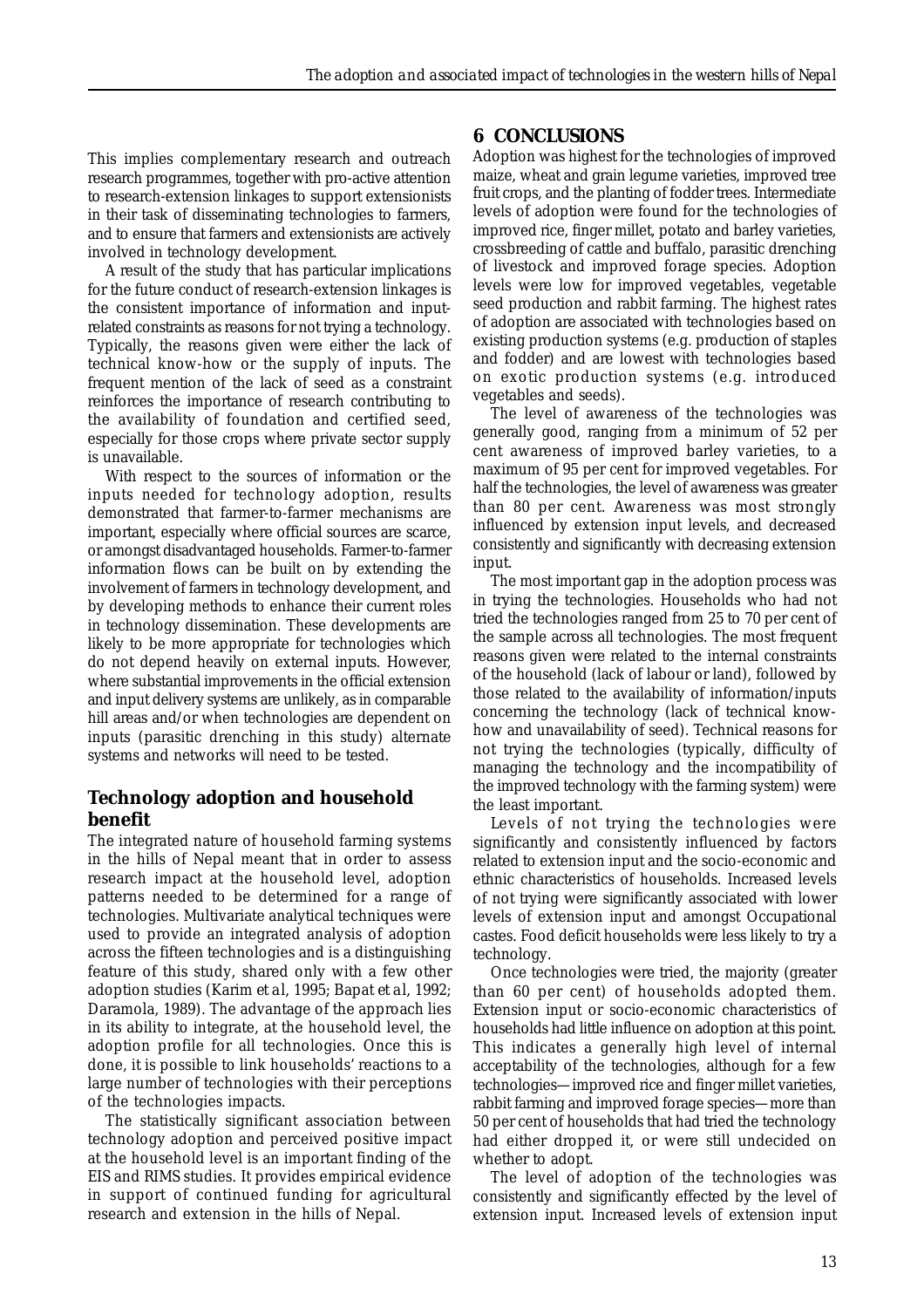This implies complementary research and outreach research programmes, together with pro-active attention to research-extension linkages to support extensionists in their task of disseminating technologies to farmers, and to ensure that farmers and extensionists are actively involved in technology development.

A result of the study that has particular implications for the future conduct of research-extension linkages is the consistent importance of information and input-related constraints as reasons for not trying a technology. Typically, the reasons given were either the lack of technical know-how or the supply of inputs. The frequent mention of the lack of seed as a constraint reinforces the importance of research contributing to the availability of foundation and certified seed, especially for those crops where private sector supply is unavailable.

With respect to the sources of information or the inputs needed for technology adoption, results demonstrated that farmer-to-farmer mechanisms are important, especially where official sources are scarce, or amongst disadvantaged households. Farmer-to-farmer information flows can be built on by extending the involvement of farmers in technology development, and by developing methods to enhance their current roles in technology dissemination. These developments are likely to be more appropriate for technologies which do not depend heavily on external inputs. However, where substantial improvements in the official extension and input delivery systems are unlikely, as in comparable hill areas and/or when technologies are dependent on inputs (parasitic drenching in this study) alternate systems and networks will need to be tested.

### Technology adoption and household benefit

The integrated nature of household farming systems in the hills of Nepal meant that in order to assess research impact at the household level, adoption patterns needed to be determined for a range of technologies. Multivariate analytical techniques were used to provide an integrated analysis of adoption across the fifteen technologies and is a distinguishing feature of this study, shared only with a few other adoption studies (Karim *et al*, 1995; Bapat *et al*, 1992; Daramola, 1989). The advantage of the approach lies in its ability to integrate, at the household level, the adoption profile for all technologies. Once this is done, it is possible to link households' reactions to a large number of technologies with their perceptions of the technologies impacts.

The statistically significant association between technology adoption and perceived positive impact at the household level is an important finding of the EIS and RIMS studies. It provides empirical evidence in support of continued funding for agricultural research and extension in the hills of Nepal.

## 6 CONCLUSIONS

Adoption was highest for the technologies of improved maize, wheat and grain legume varieties, improved tree fruit crops, and the planting of fodder trees. Intermediate levels of adoption were found for the technologies of improved rice, finger millet, potato and barley varieties, crossbreeding of cattle and buffalo, parasitic drenching of livestock and improved forage species. Adoption levels were low for improved vegetables, vegetable seed production and rabbit farming. The highest rates of adoption are associated with technologies based on existing production systems (e.g. production of staples and fodder) and are lowest with technologies based on exotic production systems (e.g. introduced vegetables and seeds).

The level of awareness of the technologies was generally good, ranging from a minimum of 52 per cent awareness of improved barley varieties, to a maximum of 95 per cent for improved vegetables. For half the technologies, the level of awareness was greater than 80 per cent. Awareness was most strongly influenced by extension input levels, and decreased consistently and significantly with decreasing extension input.

The most important gap in the adoption process was in trying the technologies. Households who had not tried the technologies ranged from 25 to 70 per cent of the sample across all technologies. The most frequent reasons given were related to the internal constraints of the household (lack of labour or land), followed by those related to the availability of information/inputs concerning the technology (lack of technical know-how and unavailability of seed). Technical reasons for not trying the technologies (typically, difficulty of managing the technology and the incompatibility of the improved technology with the farming system) were the least important.

Levels of not trying the technologies were significantly and consistently influenced by factors related to extension input and the socio-economic and ethnic characteristics of households. Increased levels of not trying were significantly associated with lower levels of extension input and amongst Occupational castes. Food deficit households were less likely to try a technology.

Once technologies were tried, the majority (greater than 60 per cent) of households adopted them. Extension input or socio-economic characteristics of households had little influence on adoption at this point. This indicates a generally high level of internal acceptability of the technologies, although for a few technologies—improved rice and finger millet varieties, rabbit farming and improved forage species—more than 50 per cent of households that had tried the technology had either dropped it, or were still undecided on whether to adopt.

The level of adoption of the technologies was consistently and significantly effected by the level of extension input. Increased levels of extension input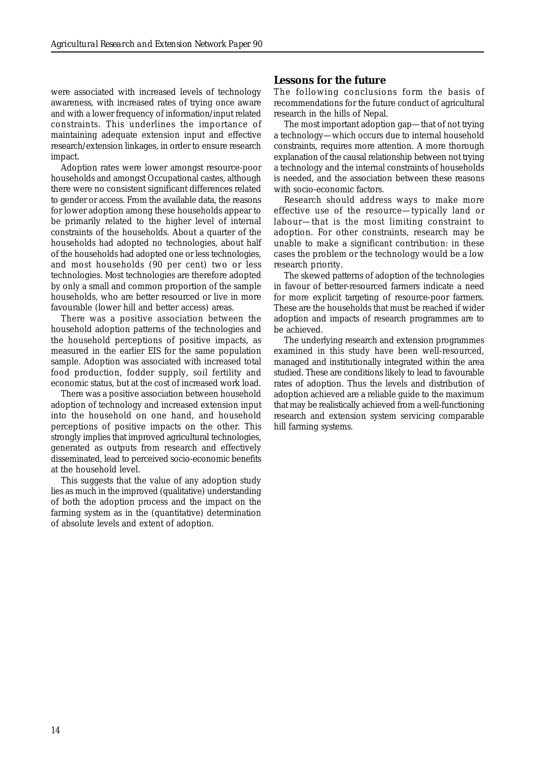were associated with increased levels of technology awareness, with increased rates of trying once aware and with a lower frequency of information/input related constraints. This underlines the importance of maintaining adequate extension input and effective research/extension linkages, in order to ensure research impact.

Adoption rates were lower amongst resource-poor households and amongst Occupational castes, although there were no consistent significant differences related to gender or access. From the available data, the reasons for lower adoption among these households appear to be primarily related to the higher level of internal constraints of the households. About a quarter of the households had adopted no technologies, about half of the households had adopted one or less technologies, and most households (90 per cent) two or less technologies. Most technologies are therefore adopted by only a small and common proportion of the sample households, who are better resourced or live in more favourable (lower hill and better access) areas.

There was a positive association between the household adoption patterns of the technologies and the household perceptions of positive impacts, as measured in the earlier EIS for the same population sample. Adoption was associated with increased total food production, fodder supply, soil fertility and economic status, but at the cost of increased work load.

There was a positive association between household adoption of technology and increased extension input into the household on one hand, and household perceptions of positive impacts on the other. This strongly implies that improved agricultural technologies, generated as outputs from research and effectively disseminated, lead to perceived socio-economic benefits at the household level.

This suggests that the value of any adoption study lies as much in the improved (qualitative) understanding of both the adoption process and the impact on the farming system as in the (quantitative) determination of absolute levels and extent of adoption.

## Lessons for the future

The following conclusions form the basis of recommendations for the future conduct of agricultural research in the hills of Nepal.

The most important adoption gap—that of not trying a technology—which occurs due to internal household constraints, requires more attention. A more thorough explanation of the causal relationship between not trying a technology and the internal constraints of households is needed, and the association between these reasons with socio-economic factors.

Research should address ways to make more effective use of the resource—typically land or labour—that is the most limiting constraint to adoption. For other constraints, research may be unable to make a significant contribution: in these cases the problem or the technology would be a low research priority.

The skewed patterns of adoption of the technologies in favour of better-resourced farmers indicate a need for more explicit targeting of resource-poor farmers. These are the households that must be reached if wider adoption and impacts of research programmes are to be achieved.

The underlying research and extension programmes examined in this study have been well-resourced, managed and institutionally integrated within the area studied. These are conditions likely to lead to favourable rates of adoption. Thus the levels and distribution of adoption achieved are a reliable guide to the maximum that may be realistically achieved from a well-functioning research and extension system servicing comparable hill farming systems.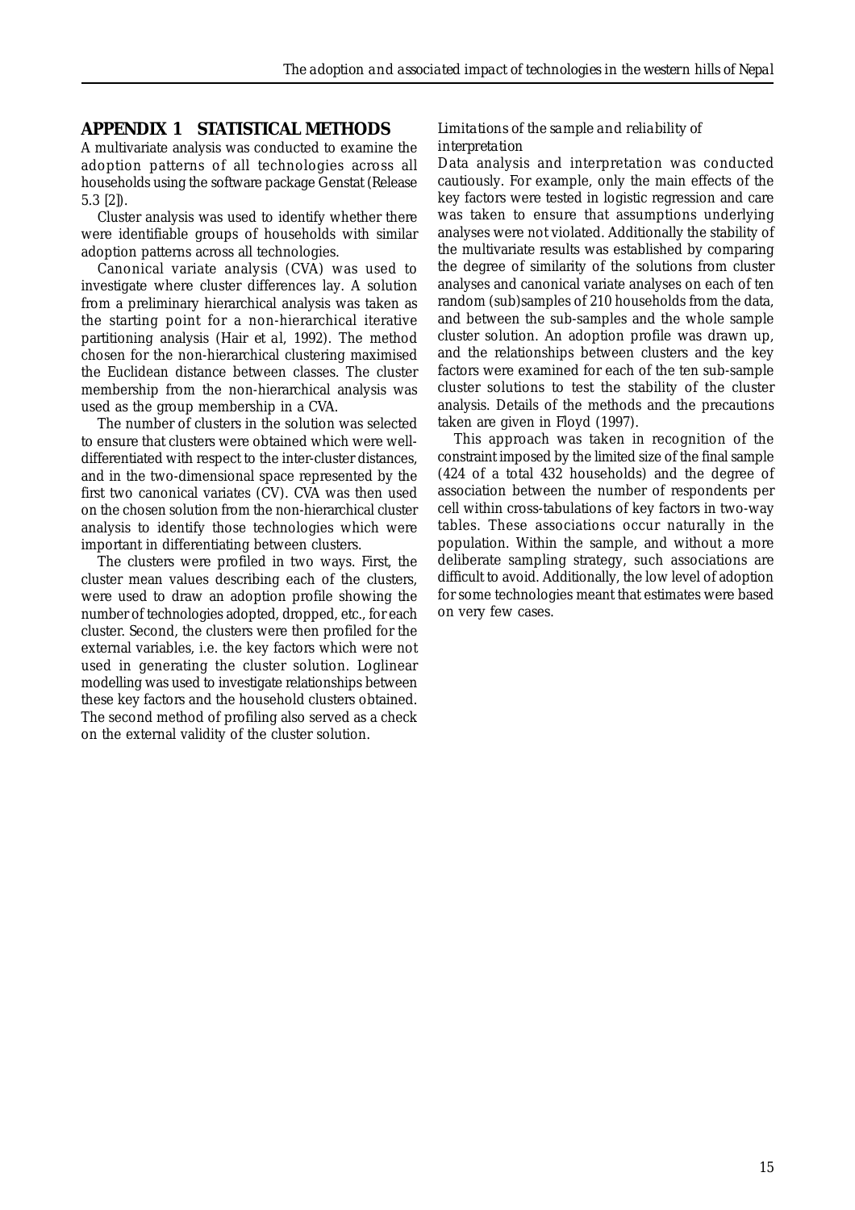## APPENDIX 1 STATISTICAL METHODS

A multivariate analysis was conducted to examine the adoption patterns of all technologies across all households using the software package Genstat (Release 5.3 [2]).

Cluster analysis was used to identify whether there were identifiable groups of households with similar adoption patterns across all technologies.

Canonical variate analysis (CVA) was used to investigate where cluster differences lay. A solution from a preliminary hierarchical analysis was taken as the starting point for a non-hierarchical iterative partitioning analysis (Hair et al, 1992). The method chosen for the non-hierarchical clustering maximised the Euclidean distance between classes. The cluster membership from the non-hierarchical analysis was used as the group membership in a CVA.

The number of clusters in the solution was selected to ensure that clusters were obtained which were well-differentiated with respect to the inter-cluster distances, and in the two-dimensional space represented by the first two canonical variates (CV). CVA was then used on the chosen solution from the non-hierarchical cluster analysis to identify those technologies which were important in differentiating between clusters.

The clusters were profiled in two ways. First, the cluster mean values describing each of the clusters, were used to draw an adoption profile showing the number of technologies adopted, dropped, etc., for each cluster. Second, the clusters were then profiled for the external variables, i.e. the key factors which were not used in generating the cluster solution. Loglinear modelling was used to investigate relationships between these key factors and the household clusters obtained. The second method of profiling also served as a check on the external validity of the cluster solution.

*Limitations of the sample and reliability of interpretation*

Data analysis and interpretation was conducted cautiously. For example, only the main effects of the key factors were tested in logistic regression and care was taken to ensure that assumptions underlying analyses were not violated. Additionally the stability of the multivariate results was established by comparing the degree of similarity of the solutions from cluster analyses and canonical variate analyses on each of ten random (sub)samples of 210 households from the data, and between the sub-samples and the whole sample cluster solution. An adoption profile was drawn up, and the relationships between clusters and the key factors were examined for each of the ten sub-sample cluster solutions to test the stability of the cluster analysis. Details of the methods and the precautions taken are given in Floyd (1997).

This approach was taken in recognition of the constraint imposed by the limited size of the final sample (424 of a total 432 households) and the degree of association between the number of respondents per cell within cross-tabulations of key factors in two-way tables. These associations occur naturally in the population. Within the sample, and without a more deliberate sampling strategy, such associations are difficult to avoid. Additionally, the low level of adoption for some technologies meant that estimates were based on very few cases.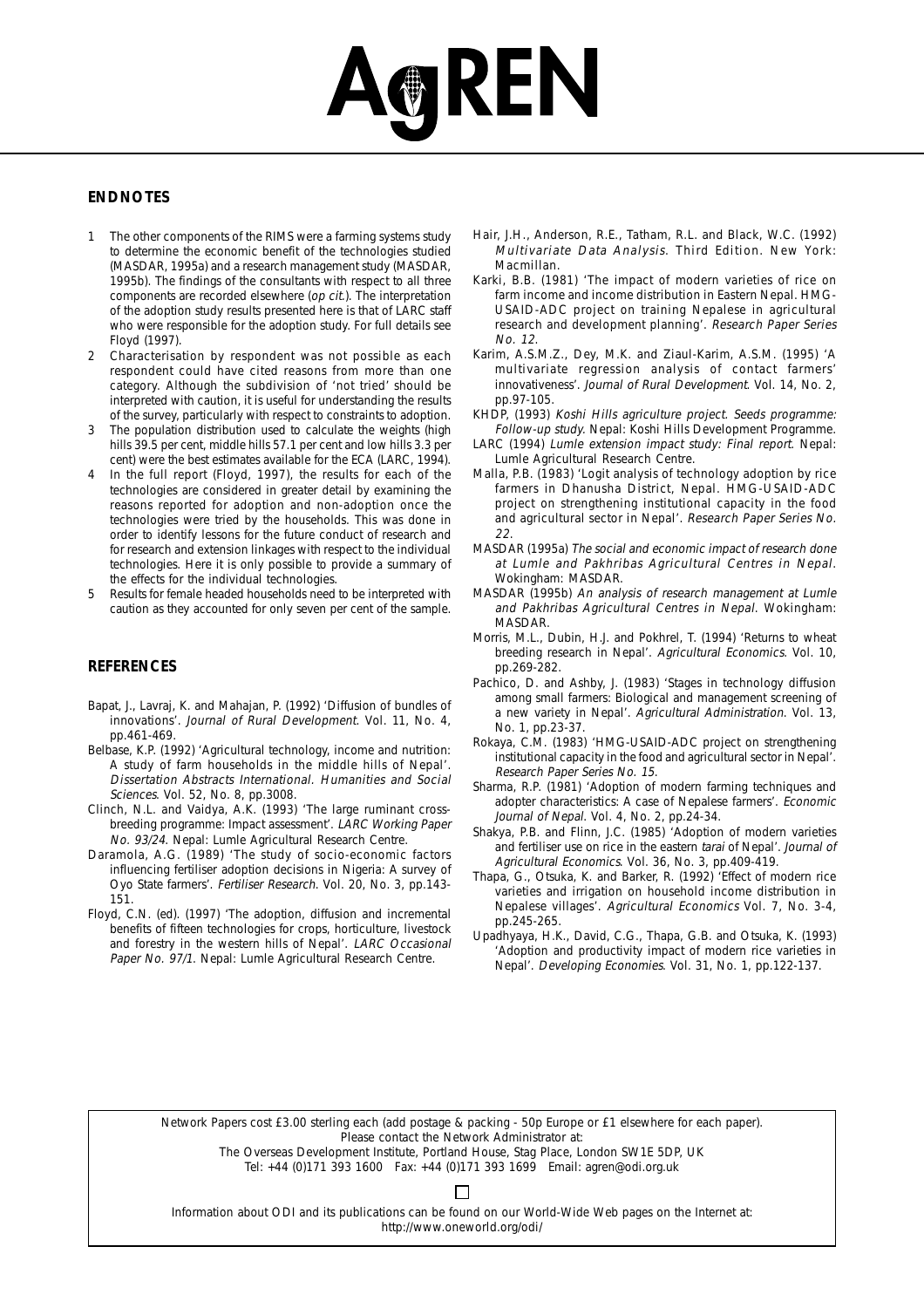## ENDNOTES

1. The other components of the RIMS were a farming systems study to determine the economic benefit of the technologies studied (MASDAR, 1995a) and a research management study (MASDAR, 1995b). The findings of the consultants with respect to all three components are recorded elsewhere (*op cit.*). The interpretation of the adoption study results presented here is that of LARC staff who were responsible for the adoption study. For full details see Floyd (1997).
2. Characterisation by respondent was not possible as each respondent could have cited reasons from more than one category. Although the subdivision of 'not tried' should be interpreted with caution, it is useful for understanding the results of the survey, particularly with respect to constraints to adoption.
3. The population distribution used to calculate the weights (high hills 39.5 per cent, middle hills 57.1 per cent and low hills 3.3 per cent) were the best estimates available for the ECA (LARC, 1994).
4. In the full report (Floyd, 1997), the results for each of the technologies are considered in greater detail by examining the reasons reported for adoption and non-adoption once the technologies were tried by the households. This was done in order to identify lessons for the future conduct of research and for research and extension linkages with respect to the individual technologies. Here it is only possible to provide a summary of the effects for the individual technologies.
5. Results for female headed households need to be interpreted with caution as they accounted for only seven per cent of the sample.

## REFERENCES

Bapat, J., Lavraj, K. and Mahajan, P. (1992) 'Diffusion of bundles of innovations'. *Journal of Rural Development*. Vol. 11, No. 4, pp.461-469.

Belbase, K.P. (1992) 'Agricultural technology, income and nutrition: A study of farm households in the middle hills of Nepal'. *Dissertation Abstracts International. Humanities and Social Sciences*. Vol. 52, No. 8, pp.3008.

Clinch, N.L. and Vaidya, A.K. (1993) 'The large ruminant cross-breeding programme: Impact assessment'. *LARC Working Paper No. 93/24*. Nepal: Lumle Agricultural Research Centre.

Daramola, A.G. (1989) 'The study of socio-economic factors influencing fertiliser adoption decisions in Nigeria: A survey of Oyo State farmers'. *Fertiliser Research*. Vol. 20, No. 3, pp.143-151.

Floyd, C.N. (ed). (1997) 'The adoption, diffusion and incremental benefits of fifteen technologies for crops, horticulture, livestock and forestry in the western hills of Nepal'. *LARC Occasional Paper No. 97/1*. Nepal: Lumle Agricultural Research Centre.

Hair, J.H., Anderson, R.E., Tatham, R.L. and Black, W.C. (1992) *Multivariate Data Analysis*. Third Edition. New York: Macmillan.

Karki, B.B. (1981) 'The impact of modern varieties of rice on farm income and income distribution in Eastern Nepal. HMG-USAID-ADC project on training Nepalese in agricultural research and development planning'. *Research Paper Series No. 12*.

Karim, A.S.M.Z., Dey, M.K. and Ziaul-Karim, A.S.M. (1995) 'A multivariate regression analysis of contact farmers' innovativeness'. *Journal of Rural Development*. Vol. 14, No. 2, pp.97-105.

KHDP, (1993) *Koshi Hills agriculture project. Seeds programme: Follow-up study*. Nepal: Koshi Hills Development Programme.

LARC (1994) *Lumle extension impact study: Final report*. Nepal: Lumle Agricultural Research Centre.

Malla, P.B. (1983) 'Logit analysis of technology adoption by rice farmers in Dhanusha District, Nepal. HMG-USAID-ADC project on strengthening institutional capacity in the food and agricultural sector in Nepal'. *Research Paper Series No. 22*.

MASDAR (1995a) *The social and economic impact of research done at Lumle and Pakhribas Agricultural Centres in Nepal*. Wokingham: MASDAR.

MASDAR (1995b) *An analysis of research management at Lumle and Pakhribas Agricultural Centres in Nepal*. Wokingham: MASDAR.

Morris, M.L., Dubin, H.J. and Pokhrel, T. (1994) 'Returns to wheat breeding research in Nepal'. *Agricultural Economics*. Vol. 10, pp.269-282.

Pachico, D. and Ashby, J. (1983) 'Stages in technology diffusion among small farmers: Biological and management screening of a new variety in Nepal'. *Agricultural Administration*. Vol. 13, No. 1, pp.23-37.

Rokaya, C.M. (1983) 'HMG-USAID-ADC project on strengthening institutional capacity in the food and agricultural sector in Nepal'. *Research Paper Series No. 15*.

Sharma, R.P. (1981) 'Adoption of modern farming techniques and adopter characteristics: A case of Nepalese farmers'. *Economic Journal of Nepal*. Vol. 4, No. 2, pp.24-34.

Shakya, P.B. and Flinn, J.C. (1985) 'Adoption of modern varieties and fertiliser use on rice in the eastern *tarai* of Nepal'. *Journal of Agricultural Economics*. Vol. 36, No. 3, pp.409-419.

Thapa, G., Otsuka, K. and Barker, R. (1992) 'Effect of modern rice varieties and irrigation on household income distribution in Nepalese villages'. *Agricultural Economics* Vol. 7, No. 3-4, pp.245-265.

Upadhyaya, H.K., David, C.G., Thapa, G.B. and Otsuka, K. (1993) 'Adoption and productivity impact of modern rice varieties in Nepal'. *Developing Economies*. Vol. 31, No. 1, pp.122-137.

Network Papers cost £3.00 sterling each (add postage & packing - 50p Europe or £1 elsewhere for each paper).
Please contact the Network Administrator at:
The Overseas Development Institute, Portland House, Stag Place, London SW1E 5DP, UK
Tel: +44 (0)171 393 1600 Fax: +44 (0)171 393 1699 Email: agren@odi.org.uk

Information about ODI and its publications can be found on our World-Wide Web pages on the Internet at:
http://www.oneworld.org/odi/